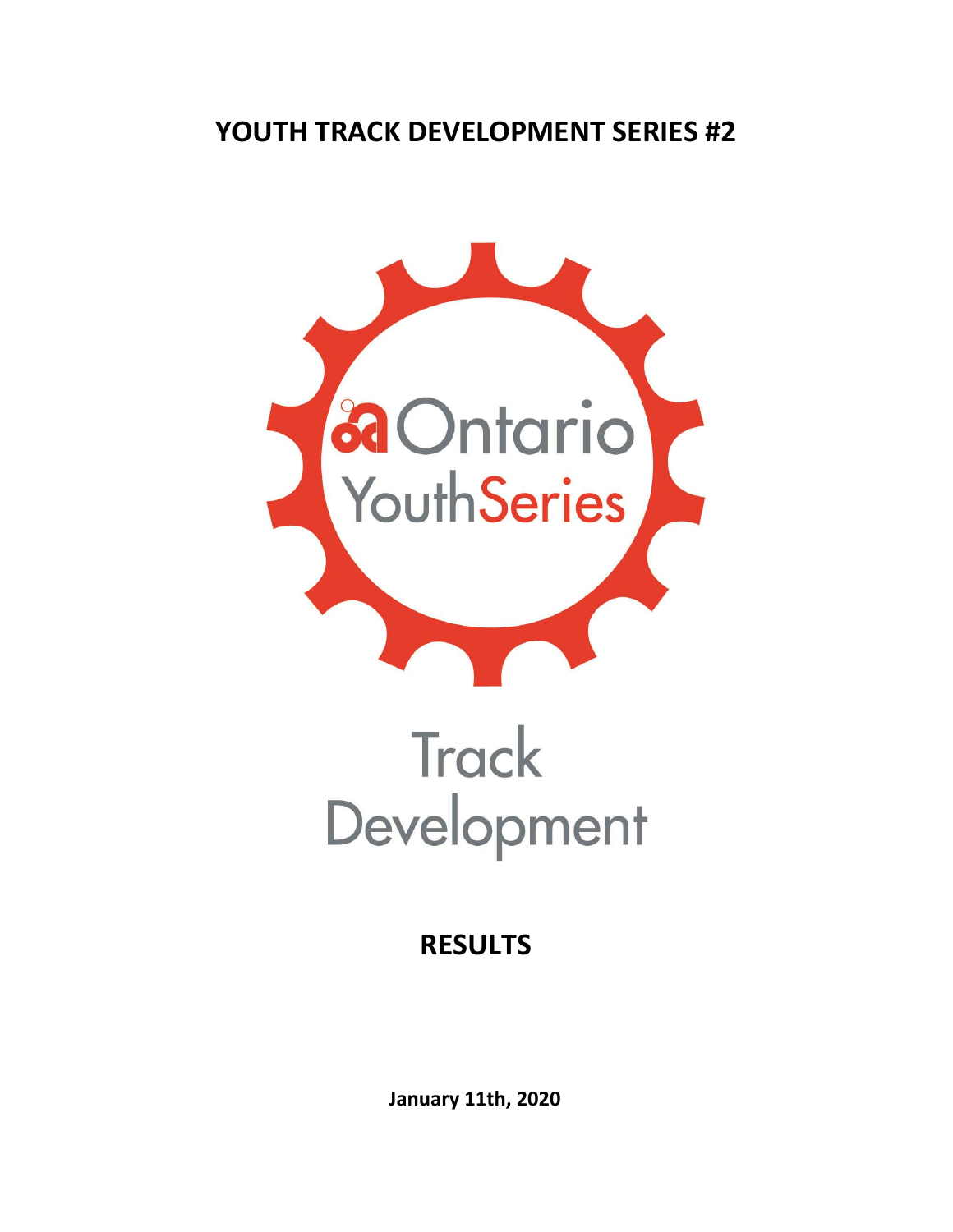# YOUTH TRACK DEVELOPMENT SERIES #2

Ontario YouthSeries

Track Development

**RESULTS**

**January 11th, 2020**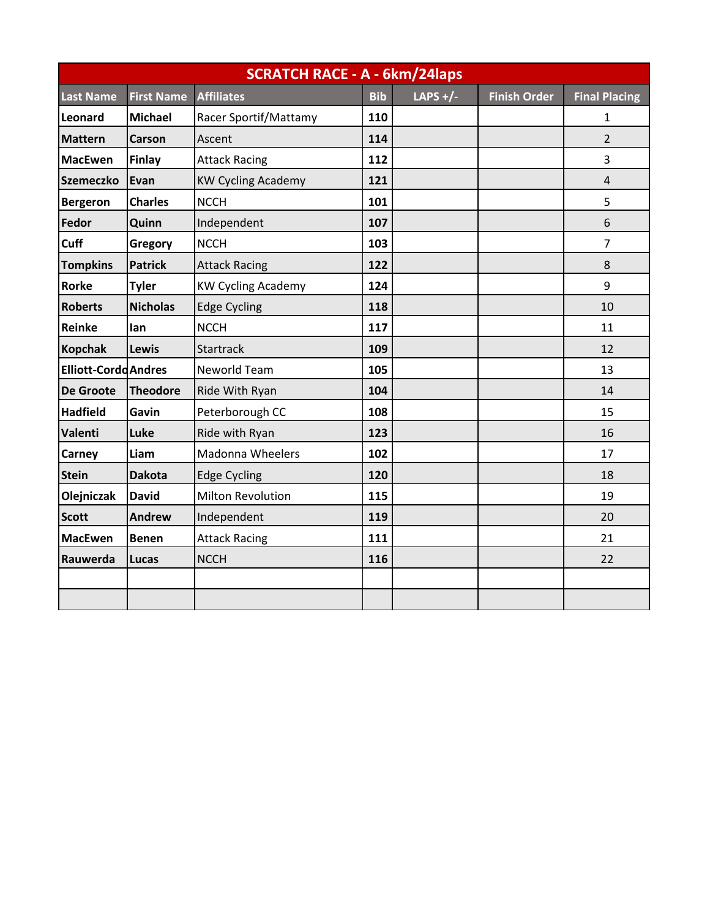| SCRATCH RACE - A - 6km/24laps | | | | | | |
|---|---|---|---|---|---|---|
| **Last Name** | **First Name** | **Affiliates** | **Bib** | **LAPS +/-** | **Finish Order** | **Final Placing** |
| **Leonard** | **Michael** | Racer Sportif/Mattamy | **110** | | | 1 |
| **Mattern** | **Carson** | Ascent | **114** | | | 2 |
| **MacEwen** | **Finlay** | Attack Racing | **112** | | | 3 |
| **Szemeczko** | **Evan** | KW Cycling Academy | **121** | | | 4 |
| **Bergeron** | **Charles** | NCCH | **101** | | | 5 |
| **Fedor** | **Quinn** | Independent | **107** | | | 6 |
| **Cuff** | **Gregory** | NCCH | **103** | | | 7 |
| **Tompkins** | **Patrick** | Attack Racing | **122** | | | 8 |
| **Rorke** | **Tyler** | KW Cycling Academy | **124** | | | 9 |
| **Roberts** | **Nicholas** | Edge Cycling | **118** | | | 10 |
| **Reinke** | **Ian** | NCCH | **117** | | | 11 |
| **Kopchak** | **Lewis** | Startrack | **109** | | | 12 |
| **Elliott-Cordo** | **Andres** | Neworld Team | **105** | | | 13 |
| **De Groote** | **Theodore** | Ride With Ryan | **104** | | | 14 |
| **Hadfield** | **Gavin** | Peterborough CC | **108** | | | 15 |
| **Valenti** | **Luke** | Ride with Ryan | **123** | | | 16 |
| **Carney** | **Liam** | Madonna Wheelers | **102** | | | 17 |
| **Stein** | **Dakota** | Edge Cycling | **120** | | | 18 |
| **Olejniczak** | **David** | Milton Revolution | **115** | | | 19 |
| **Scott** | **Andrew** | Independent | **119** | | | 20 |
| **MacEwen** | **Benen** | Attack Racing | **111** | | | 21 |
| **Rauwerda** | **Lucas** | NCCH | **116** | | | 22 |
| | | | | | | |
| | | | | | | |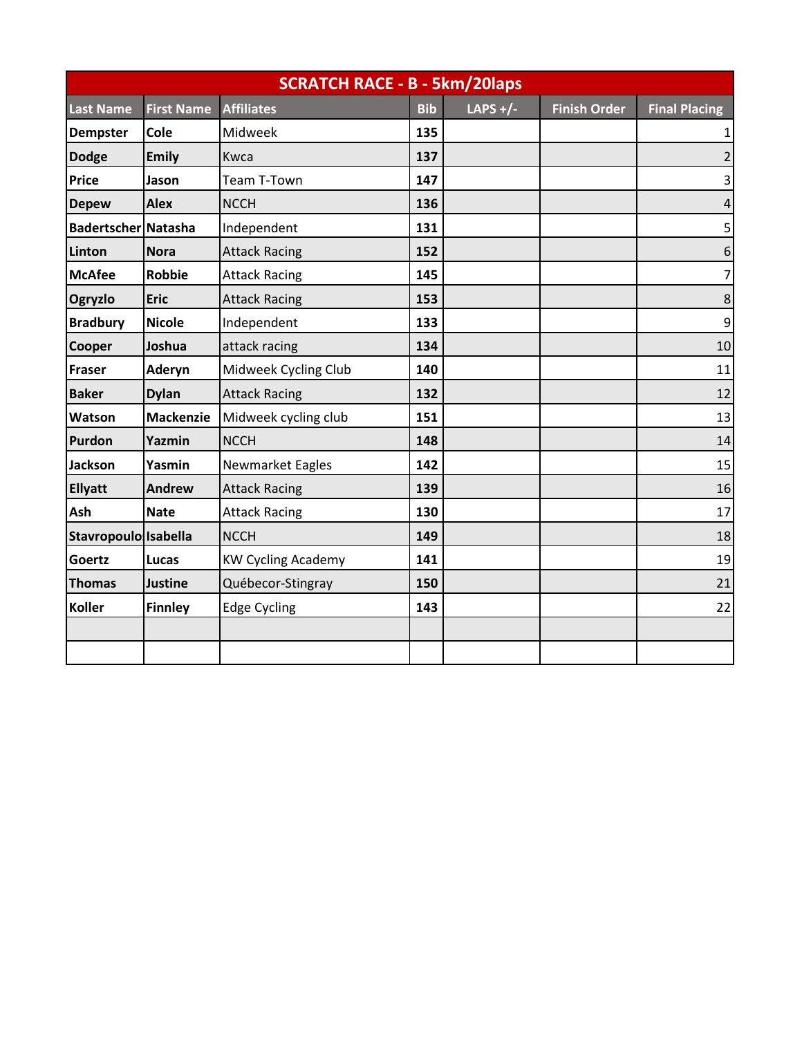| SCRATCH RACE - B - 5km/20laps | | | | | | |
|---|---|---|---|---|---|---|
| **Last Name** | **First Name** | **Affiliates** | **Bib** | **LAPS +/-** | **Finish Order** | **Final Placing** |
| **Dempster** | **Cole** | Midweek | **135** | | | 1 |
| **Dodge** | **Emily** | Kwca | **137** | | | 2 |
| **Price** | **Jason** | Team T-Town | **147** | | | 3 |
| **Depew** | **Alex** | NCCH | **136** | | | 4 |
| **Badertscher** | **Natasha** | Independent | **131** | | | 5 |
| **Linton** | **Nora** | Attack Racing | **152** | | | 6 |
| **McAfee** | **Robbie** | Attack Racing | **145** | | | 7 |
| **Ogryzlo** | **Eric** | Attack Racing | **153** | | | 8 |
| **Bradbury** | **Nicole** | Independent | **133** | | | 9 |
| **Cooper** | **Joshua** | attack racing | **134** | | | 10 |
| **Fraser** | **Aderyn** | Midweek Cycling Club | **140** | | | 11 |
| **Baker** | **Dylan** | Attack Racing | **132** | | | 12 |
| **Watson** | **Mackenzie** | Midweek cycling club | **151** | | | 13 |
| **Purdon** | **Yazmin** | NCCH | **148** | | | 14 |
| **Jackson** | **Yasmin** | Newmarket Eagles | **142** | | | 15 |
| **Ellyatt** | **Andrew** | Attack Racing | **139** | | | 16 |
| **Ash** | **Nate** | Attack Racing | **130** | | | 17 |
| **Stavropoulo** | **Isabella** | NCCH | **149** | | | 18 |
| **Goertz** | **Lucas** | KW Cycling Academy | **141** | | | 19 |
| **Thomas** | **Justine** | Québecor-Stingray | **150** | | | 21 |
| **Koller** | **Finnley** | Edge Cycling | **143** | | | 22 |
| | | | | | | |
| | | | | | | |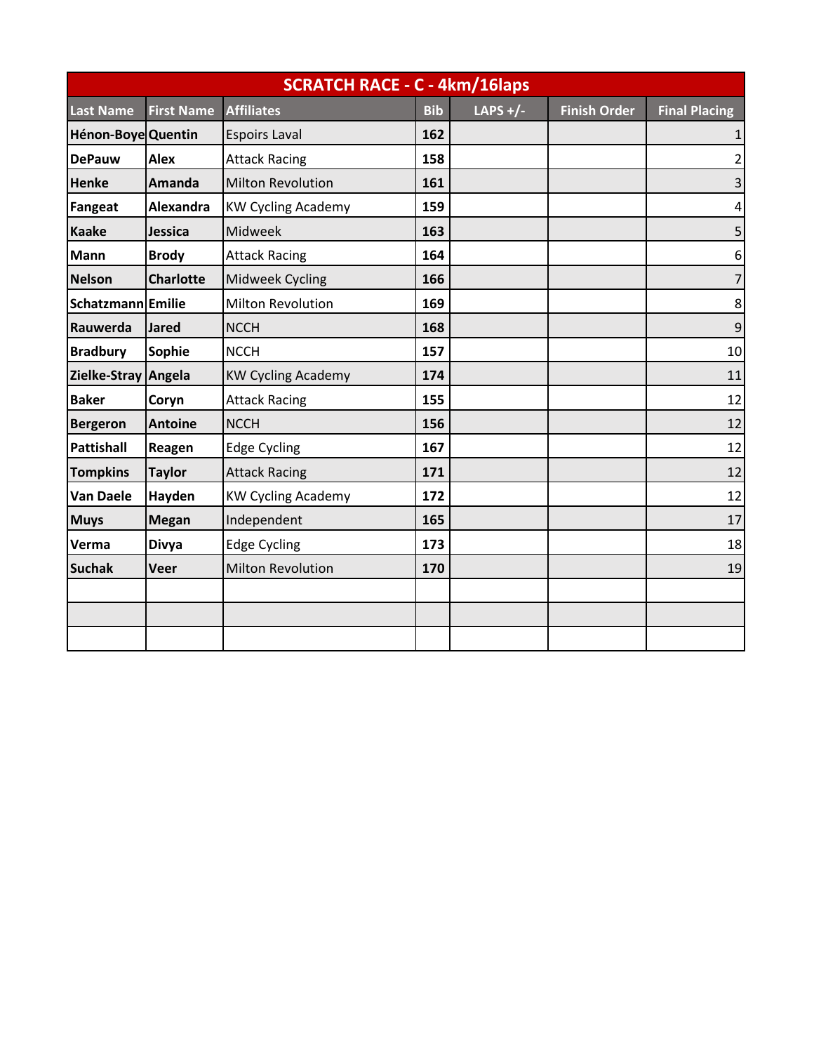| SCRATCH RACE - C - 4km/16laps | | | | | | |
|---|---|---|---|---|---|---|
| **Last Name** | **First Name** | **Affiliates** | **Bib** | **LAPS +/-** | **Finish Order** | **Final Placing** |
| **Hénon-Boye** | **Quentin** | Espoirs Laval | **162** | | | 1 |
| **DePauw** | **Alex** | Attack Racing | **158** | | | 2 |
| **Henke** | **Amanda** | Milton Revolution | **161** | | | 3 |
| **Fangeat** | **Alexandra** | KW Cycling Academy | **159** | | | 4 |
| **Kaake** | **Jessica** | Midweek | **163** | | | 5 |
| **Mann** | **Brody** | Attack Racing | **164** | | | 6 |
| **Nelson** | **Charlotte** | Midweek Cycling | **166** | | | 7 |
| **Schatzmann** | **Emilie** | Milton Revolution | **169** | | | 8 |
| **Rauwerda** | **Jared** | NCCH | **168** | | | 9 |
| **Bradbury** | **Sophie** | NCCH | **157** | | | 10 |
| **Zielke-Stray** | **Angela** | KW Cycling Academy | **174** | | | 11 |
| **Baker** | **Coryn** | Attack Racing | **155** | | | 12 |
| **Bergeron** | **Antoine** | NCCH | **156** | | | 12 |
| **Pattishall** | **Reagen** | Edge Cycling | **167** | | | 12 |
| **Tompkins** | **Taylor** | Attack Racing | **171** | | | 12 |
| **Van Daele** | **Hayden** | KW Cycling Academy | **172** | | | 12 |
| **Muys** | **Megan** | Independent | **165** | | | 17 |
| **Verma** | **Divya** | Edge Cycling | **173** | | | 18 |
| **Suchak** | **Veer** | Milton Revolution | **170** | | | 19 |
| | | | | | | |
| | | | | | | |
| | | | | | | |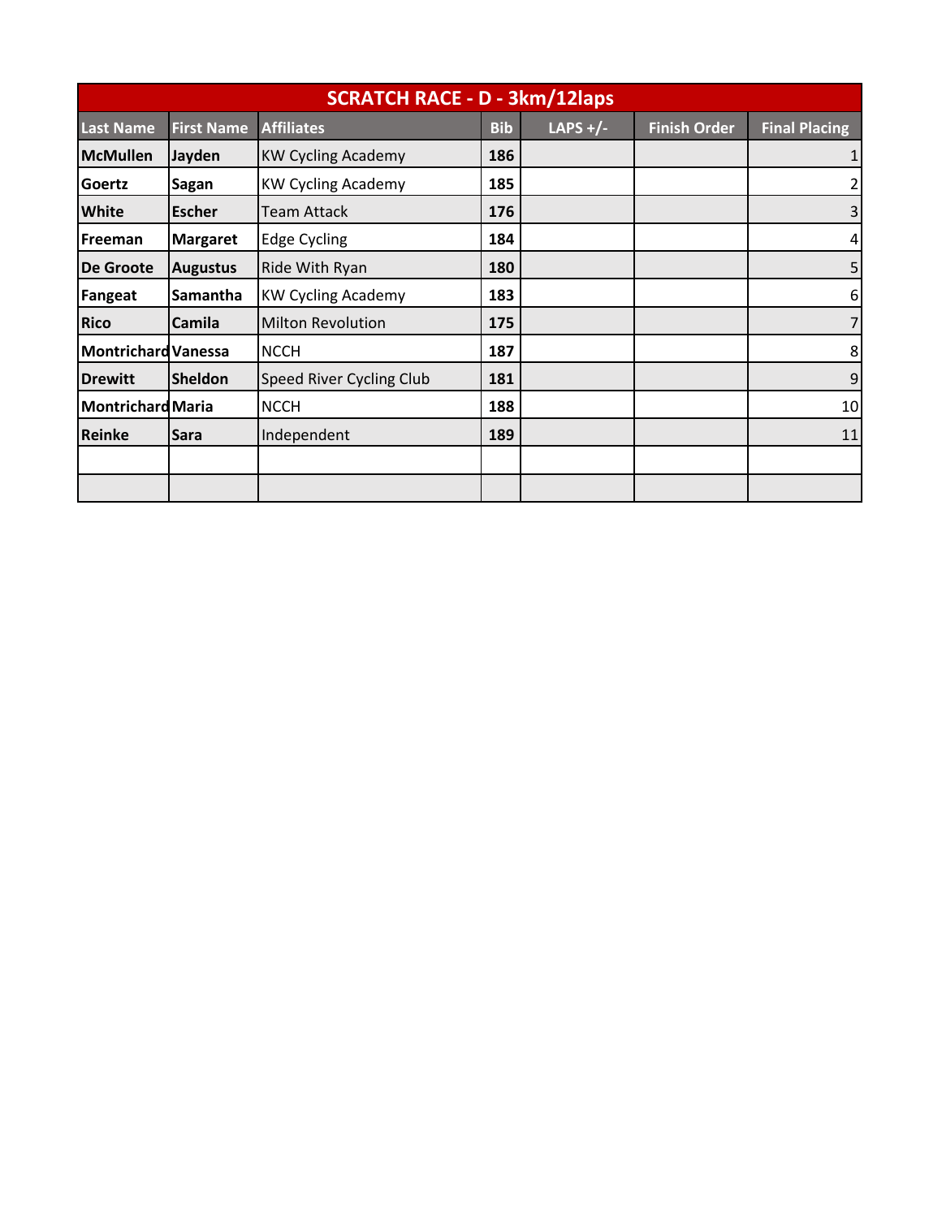| SCRATCH RACE - D - 3km/12laps | | | | | | |
|---|---|---|---|---|---|---|
| **Last Name** | **First Name** | **Affiliates** | **Bib** | **LAPS +/-** | **Finish Order** | **Final Placing** |
| **McMullen** | **Jayden** | KW Cycling Academy | **186** | | | 1 |
| **Goertz** | **Sagan** | KW Cycling Academy | **185** | | | 2 |
| **White** | **Escher** | Team Attack | **176** | | | 3 |
| **Freeman** | **Margaret** | Edge Cycling | **184** | | | 4 |
| **De Groote** | **Augustus** | Ride With Ryan | **180** | | | 5 |
| **Fangeat** | **Samantha** | KW Cycling Academy | **183** | | | 6 |
| **Rico** | **Camila** | Milton Revolution | **175** | | | 7 |
| **Montrichard** | **Vanessa** | NCCH | **187** | | | 8 |
| **Drewitt** | **Sheldon** | Speed River Cycling Club | **181** | | | 9 |
| **Montrichard** | **Maria** | NCCH | **188** | | | 10 |
| **Reinke** | **Sara** | Independent | **189** | | | 11 |
| | | | | | | |
| | | | | | | |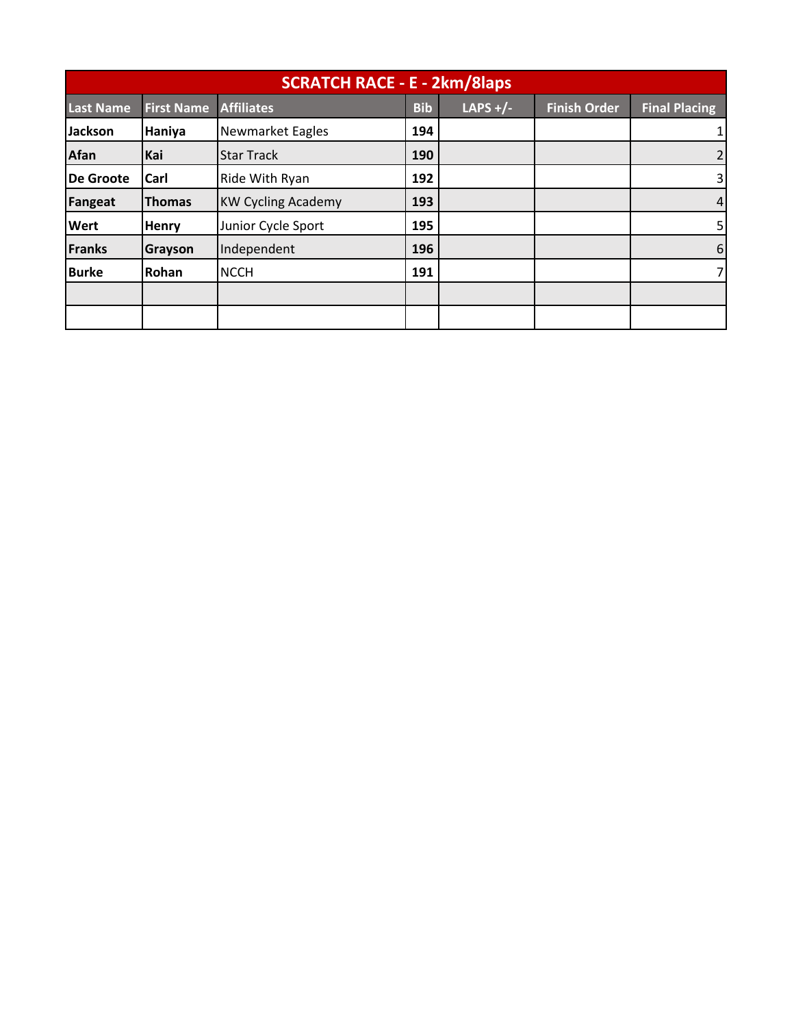| SCRATCH RACE - E - 2km/8laps | | | | | | |
|---|---|---|---|---|---|---|
| **Last Name** | **First Name** | **Affiliates** | **Bib** | **LAPS +/-** | **Finish Order** | **Final Placing** |
| **Jackson** | **Haniya** | Newmarket Eagles | **194** | | | 1 |
| **Afan** | **Kai** | Star Track | **190** | | | 2 |
| **De Groote** | **Carl** | Ride With Ryan | **192** | | | 3 |
| **Fangeat** | **Thomas** | KW Cycling Academy | **193** | | | 4 |
| **Wert** | **Henry** | Junior Cycle Sport | **195** | | | 5 |
| **Franks** | **Grayson** | Independent | **196** | | | 6 |
| **Burke** | **Rohan** | NCCH | **191** | | | 7 |
| | | | | | | |
| | | | | | | |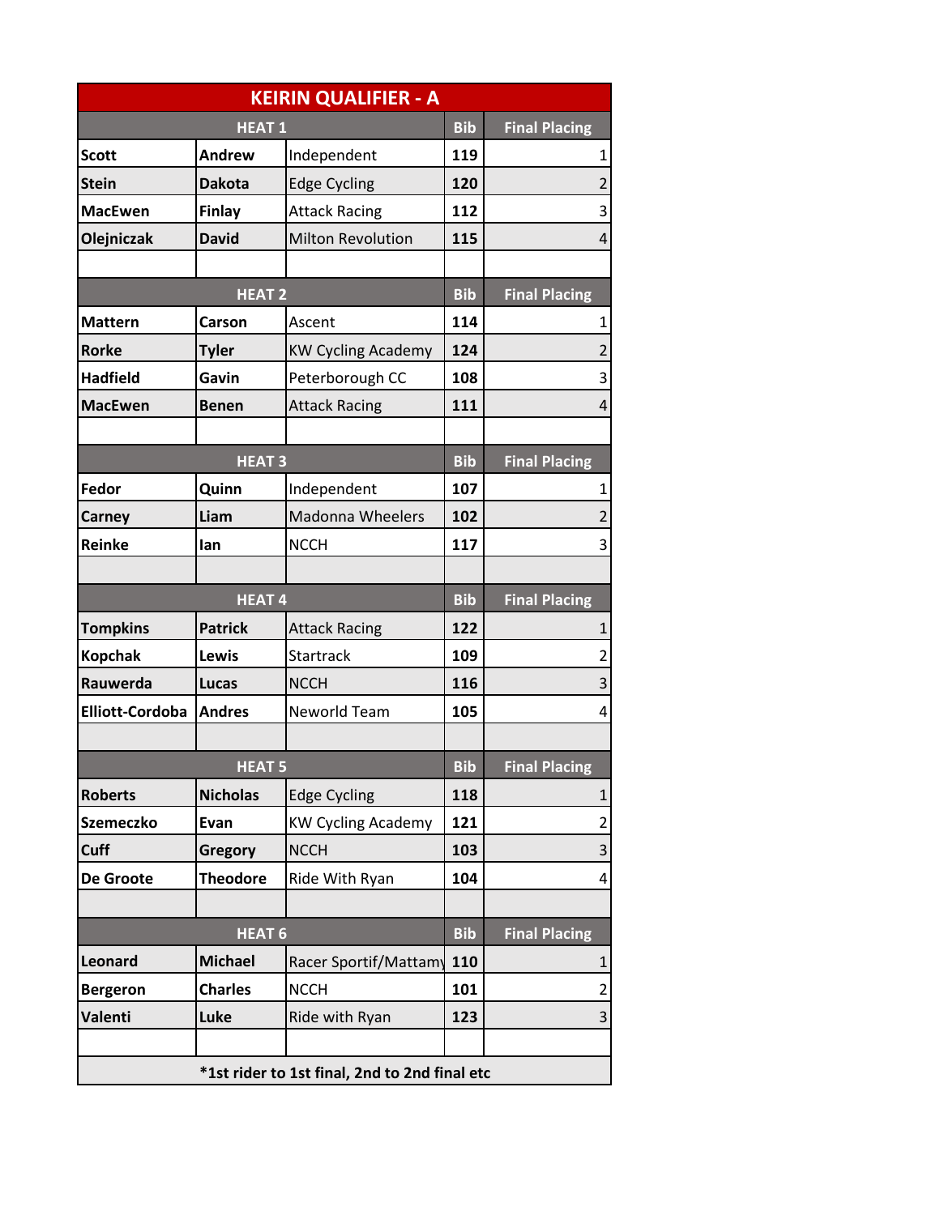## KEIRIN QUALIFIER - A

| HEAT 1 | | | Bib | Final Placing |
|---|---|---|---|---|
| Scott | Andrew | Independent | 119 | 1 |
| Stein | Dakota | Edge Cycling | 120 | 2 |
| MacEwen | Finlay | Attack Racing | 112 | 3 |
| Olejniczak | David | Milton Revolution | 115 | 4 |

| HEAT 2 | | | Bib | Final Placing |
|---|---|---|---|---|
| Mattern | Carson | Ascent | 114 | 1 |
| Rorke | Tyler | KW Cycling Academy | 124 | 2 |
| Hadfield | Gavin | Peterborough CC | 108 | 3 |
| MacEwen | Benen | Attack Racing | 111 | 4 |

| HEAT 3 | | | Bib | Final Placing |
|---|---|---|---|---|
| Fedor | Quinn | Independent | 107 | 1 |
| Carney | Liam | Madonna Wheelers | 102 | 2 |
| Reinke | Ian | NCCH | 117 | 3 |

| HEAT 4 | | | Bib | Final Placing |
|---|---|---|---|---|
| Tompkins | Patrick | Attack Racing | 122 | 1 |
| Kopchak | Lewis | Startrack | 109 | 2 |
| Rauwerda | Lucas | NCCH | 116 | 3 |
| Elliott-Cordoba | Andres | Neworld Team | 105 | 4 |

| HEAT 5 | | | Bib | Final Placing |
|---|---|---|---|---|
| Roberts | Nicholas | Edge Cycling | 118 | 1 |
| Szemeczko | Evan | KW Cycling Academy | 121 | 2 |
| Cuff | Gregory | NCCH | 103 | 3 |
| De Groote | Theodore | Ride With Ryan | 104 | 4 |

| HEAT 6 | | | Bib | Final Placing |
|---|---|---|---|---|
| Leonard | Michael | Racer Sportif/Mattamy | 110 | 1 |
| Bergeron | Charles | NCCH | 101 | 2 |
| Valenti | Luke | Ride with Ryan | 123 | 3 |

*1st rider to 1st final, 2nd to 2nd final etc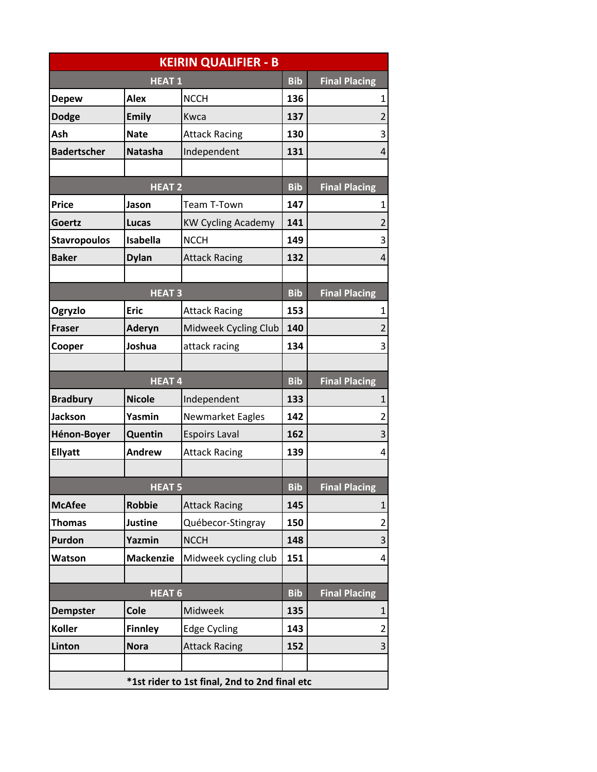## KEIRIN QUALIFIER - B

| HEAT 1 | | | Bib | Final Placing |
|---|---|---|---|---|
| **Depew** | **Alex** | NCCH | **136** | 1 |
| **Dodge** | **Emily** | Kwca | **137** | 2 |
| **Ash** | **Nate** | Attack Racing | **130** | 3 |
| **Badertscher** | **Natasha** | Independent | **131** | 4 |
| | | | | |
| **HEAT 2** | | | **Bib** | **Final Placing** |
| **Price** | **Jason** | Team T-Town | **147** | 1 |
| **Goertz** | **Lucas** | KW Cycling Academy | **141** | 2 |
| **Stavropoulos** | **Isabella** | NCCH | **149** | 3 |
| **Baker** | **Dylan** | Attack Racing | **132** | 4 |
| | | | | |
| **HEAT 3** | | | **Bib** | **Final Placing** |
| **Ogryzlo** | **Eric** | Attack Racing | **153** | 1 |
| **Fraser** | **Aderyn** | Midweek Cycling Club | **140** | 2 |
| **Cooper** | **Joshua** | attack racing | **134** | 3 |
| | | | | |
| **HEAT 4** | | | **Bib** | **Final Placing** |
| **Bradbury** | **Nicole** | Independent | **133** | 1 |
| **Jackson** | **Yasmin** | Newmarket Eagles | **142** | 2 |
| **Hénon-Boyer** | **Quentin** | Espoirs Laval | **162** | 3 |
| **Ellyatt** | **Andrew** | Attack Racing | **139** | 4 |
| | | | | |
| **HEAT 5** | | | **Bib** | **Final Placing** |
| **McAfee** | **Robbie** | Attack Racing | **145** | 1 |
| **Thomas** | **Justine** | Québecor-Stingray | **150** | 2 |
| **Purdon** | **Yazmin** | NCCH | **148** | 3 |
| **Watson** | **Mackenzie** | Midweek cycling club | **151** | 4 |
| | | | | |
| **HEAT 6** | | | **Bib** | **Final Placing** |
| **Dempster** | **Cole** | Midweek | **135** | 1 |
| **Koller** | **Finnley** | Edge Cycling | **143** | 2 |
| **Linton** | **Nora** | Attack Racing | **152** | 3 |

**\*1st rider to 1st final, 2nd to 2nd final etc**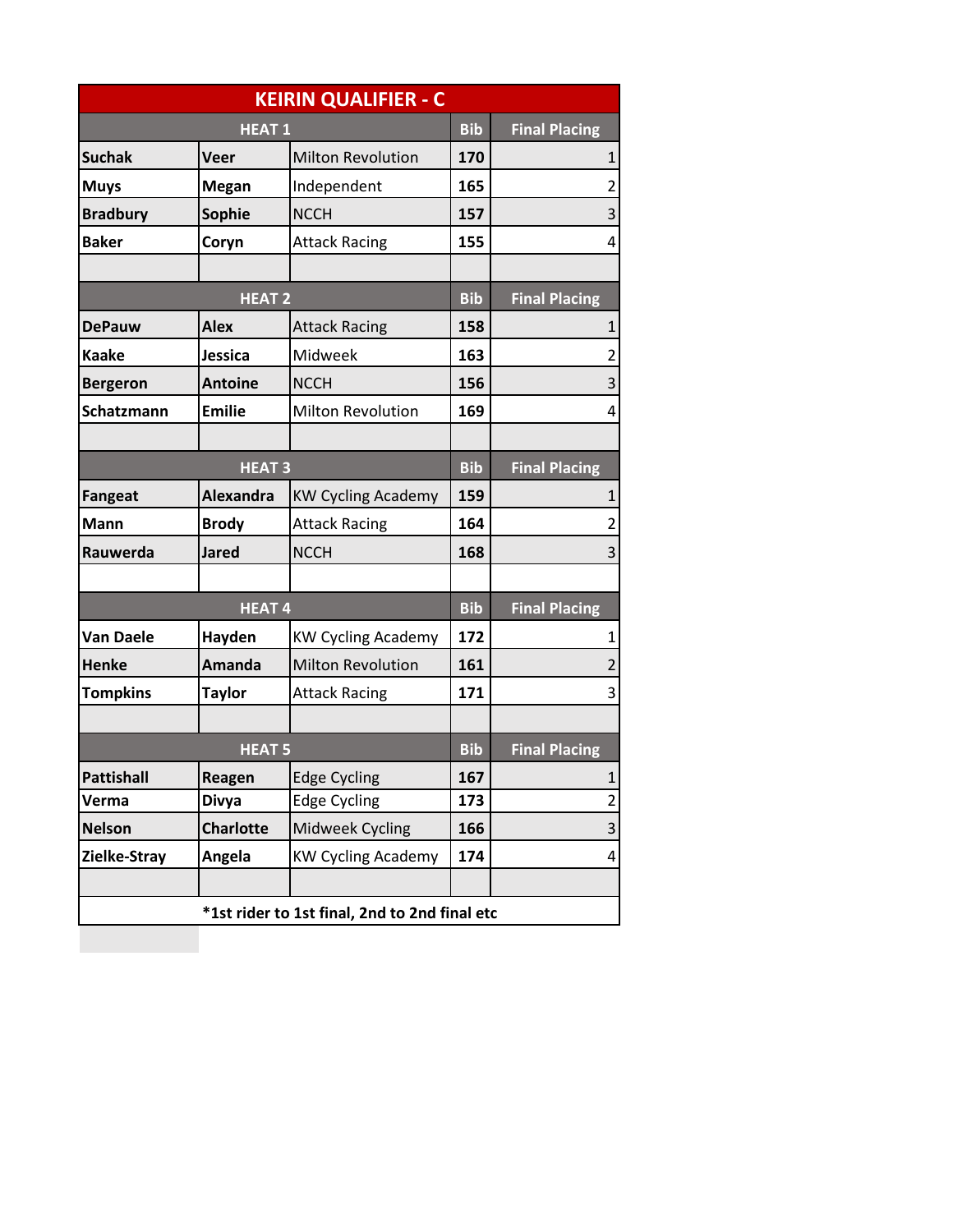## KEIRIN QUALIFIER - C

| HEAT 1 | | | Bib | Final Placing |
|---|---|---|---|---|
| Suchak | Veer | Milton Revolution | 170 | 1 |
| Muys | Megan | Independent | 165 | 2 |
| Bradbury | Sophie | NCCH | 157 | 3 |
| Baker | Coryn | Attack Racing | 155 | 4 |
| | | | | |
| **HEAT 2** | | | **Bib** | **Final Placing** |
| DePauw | Alex | Attack Racing | 158 | 1 |
| Kaake | Jessica | Midweek | 163 | 2 |
| Bergeron | Antoine | NCCH | 156 | 3 |
| Schatzmann | Emilie | Milton Revolution | 169 | 4 |
| | | | | |
| **HEAT 3** | | | **Bib** | **Final Placing** |
| Fangeat | Alexandra | KW Cycling Academy | 159 | 1 |
| Mann | Brody | Attack Racing | 164 | 2 |
| Rauwerda | Jared | NCCH | 168 | 3 |
| | | | | |
| **HEAT 4** | | | **Bib** | **Final Placing** |
| Van Daele | Hayden | KW Cycling Academy | 172 | 1 |
| Henke | Amanda | Milton Revolution | 161 | 2 |
| Tompkins | Taylor | Attack Racing | 171 | 3 |
| | | | | |
| **HEAT 5** | | | **Bib** | **Final Placing** |
| Pattishall | Reagen | Edge Cycling | 167 | 1 |
| Verma | Divya | Edge Cycling | 173 | 2 |
| Nelson | Charlotte | Midweek Cycling | 166 | 3 |
| Zielke-Stray | Angela | KW Cycling Academy | 174 | 4 |
| | | | | |

*1st rider to 1st final, 2nd to 2nd final etc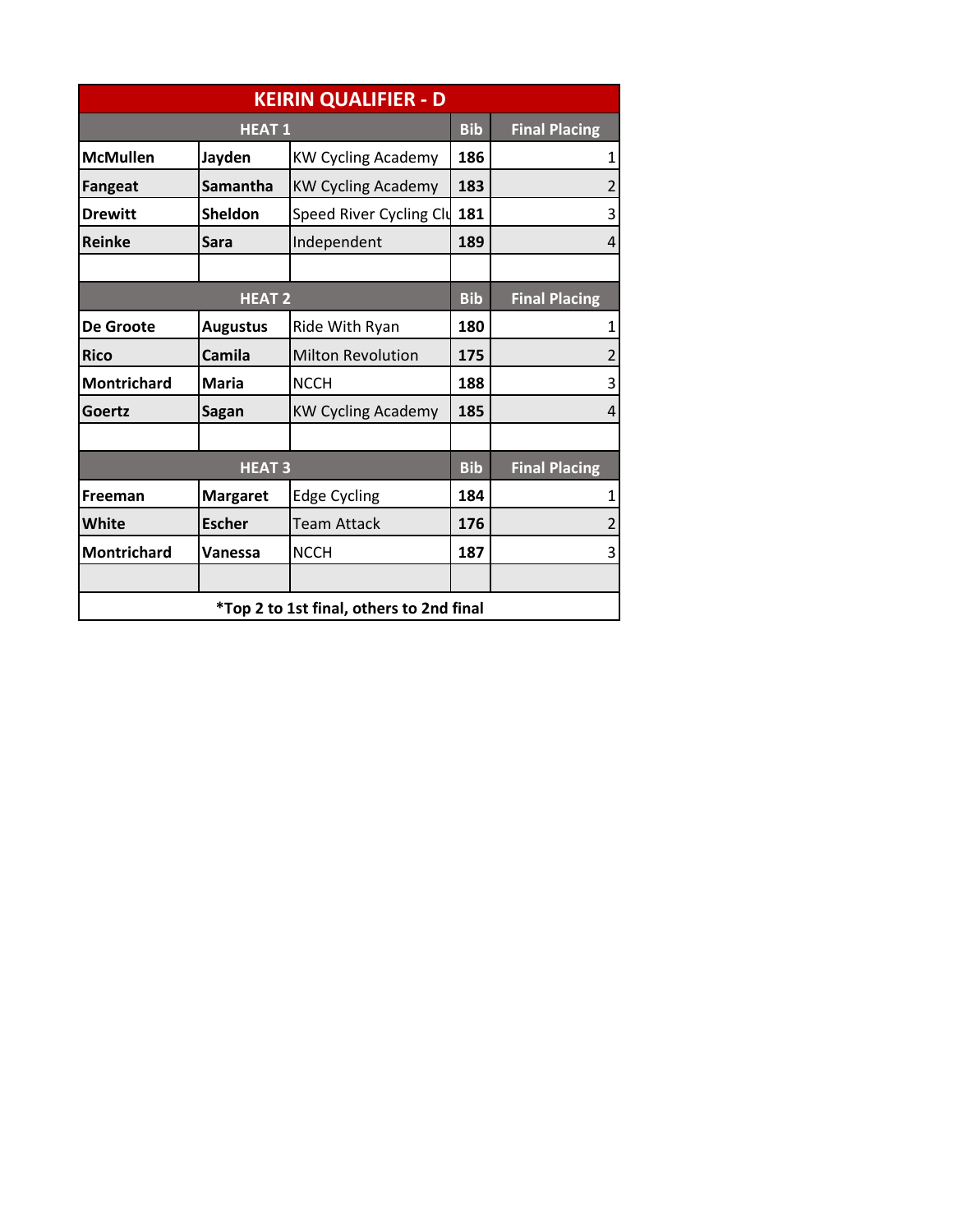## KEIRIN QUALIFIER - D

| HEAT 1 | | | Bib | Final Placing |
|---|---|---|---|---|
| McMullen | Jayden | KW Cycling Academy | 186 | 1 |
| Fangeat | Samantha | KW Cycling Academy | 183 | 2 |
| Drewitt | Sheldon | Speed River Cycling Clu | 181 | 3 |
| Reinke | Sara | Independent | 189 | 4 |
| | | | | |
| **HEAT 2** | | | **Bib** | **Final Placing** |
| De Groote | Augustus | Ride With Ryan | 180 | 1 |
| Rico | Camila | Milton Revolution | 175 | 2 |
| Montrichard | Maria | NCCH | 188 | 3 |
| Goertz | Sagan | KW Cycling Academy | 185 | 4 |
| | | | | |
| **HEAT 3** | | | **Bib** | **Final Placing** |
| Freeman | Margaret | Edge Cycling | 184 | 1 |
| White | Escher | Team Attack | 176 | 2 |
| Montrichard | Vanessa | NCCH | 187 | 3 |
| | | | | |

***Top 2 to 1st final, others to 2nd final**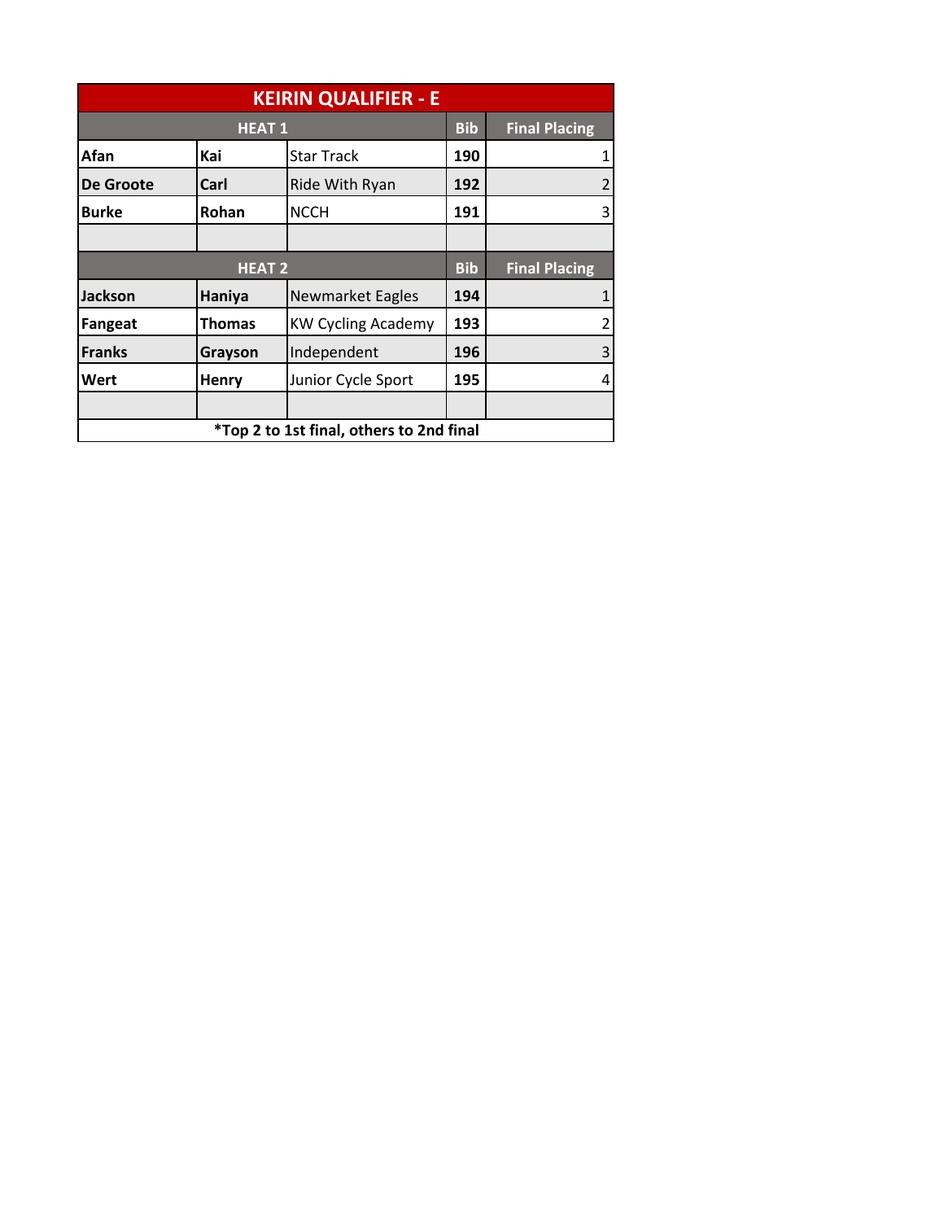# KEIRIN QUALIFIER - E

| HEAT 1 | | | Bib | Final Placing |
|---|---|---|---|---|
| **Afan** | **Kai** | Star Track | **190** | 1 |
| **De Groote** | **Carl** | Ride With Ryan | **192** | 2 |
| **Burke** | **Rohan** | NCCH | **191** | 3 |
| | | | | |
| **HEAT 2** | | | **Bib** | **Final Placing** |
| **Jackson** | **Haniya** | Newmarket Eagles | **194** | 1 |
| **Fangeat** | **Thomas** | KW Cycling Academy | **193** | 2 |
| **Franks** | **Grayson** | Independent | **196** | 3 |
| **Wert** | **Henry** | Junior Cycle Sport | **195** | 4 |
| | | | | |

**\*Top 2 to 1st final, others to 2nd final**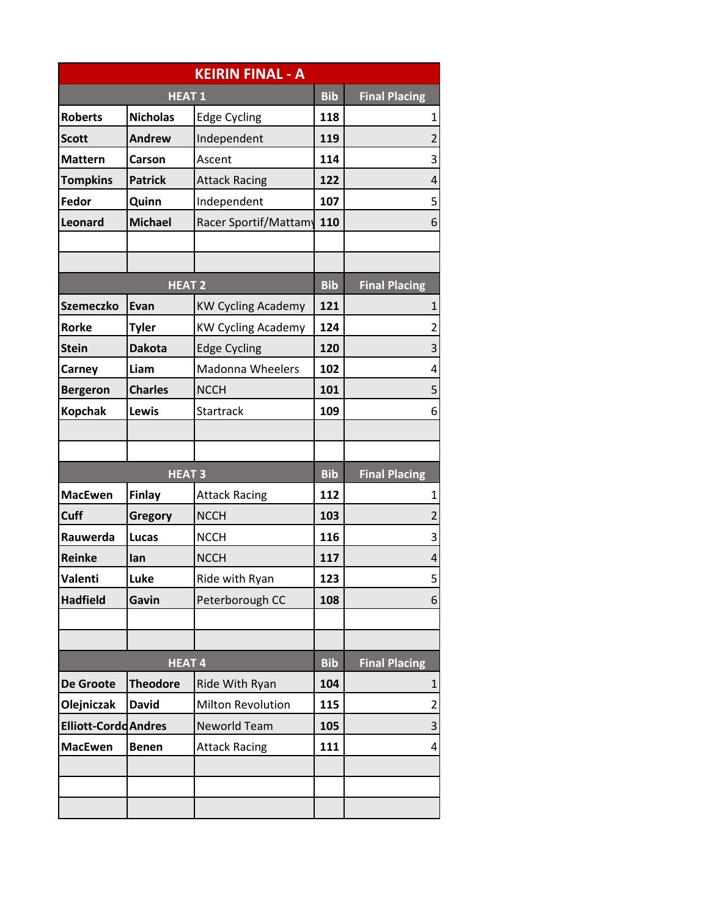## KEIRIN FINAL - A

| HEAT 1 | | | Bib | Final Placing |
|---|---|---|---|---|
| **Roberts** | **Nicholas** | Edge Cycling | **118** | 1 |
| **Scott** | **Andrew** | Independent | **119** | 2 |
| **Mattern** | **Carson** | Ascent | **114** | 3 |
| **Tompkins** | **Patrick** | Attack Racing | **122** | 4 |
| **Fedor** | **Quinn** | Independent | **107** | 5 |
| **Leonard** | **Michael** | Racer Sportif/Mattamy | **110** | 6 |
| | | | | |
| | | | | |

| HEAT 2 | | | Bib | Final Placing |
|---|---|---|---|---|
| **Szemeczko** | **Evan** | KW Cycling Academy | **121** | 1 |
| **Rorke** | **Tyler** | KW Cycling Academy | **124** | 2 |
| **Stein** | **Dakota** | Edge Cycling | **120** | 3 |
| **Carney** | **Liam** | Madonna Wheelers | **102** | 4 |
| **Bergeron** | **Charles** | NCCH | **101** | 5 |
| **Kopchak** | **Lewis** | Startrack | **109** | 6 |
| | | | | |
| | | | | |

| HEAT 3 | | | Bib | Final Placing |
|---|---|---|---|---|
| **MacEwen** | **Finlay** | Attack Racing | **112** | 1 |
| **Cuff** | **Gregory** | NCCH | **103** | 2 |
| **Rauwerda** | **Lucas** | NCCH | **116** | 3 |
| **Reinke** | **Ian** | NCCH | **117** | 4 |
| **Valenti** | **Luke** | Ride with Ryan | **123** | 5 |
| **Hadfield** | **Gavin** | Peterborough CC | **108** | 6 |
| | | | | |
| | | | | |

| HEAT 4 | | | Bib | Final Placing |
|---|---|---|---|---|
| **De Groote** | **Theodore** | Ride With Ryan | **104** | 1 |
| **Olejniczak** | **David** | Milton Revolution | **115** | 2 |
| **Elliott-Cordo** | **Andres** | Neworld Team | **105** | 3 |
| **MacEwen** | **Benen** | Attack Racing | **111** | 4 |
| | | | | |
| | | | | |
| | | | | |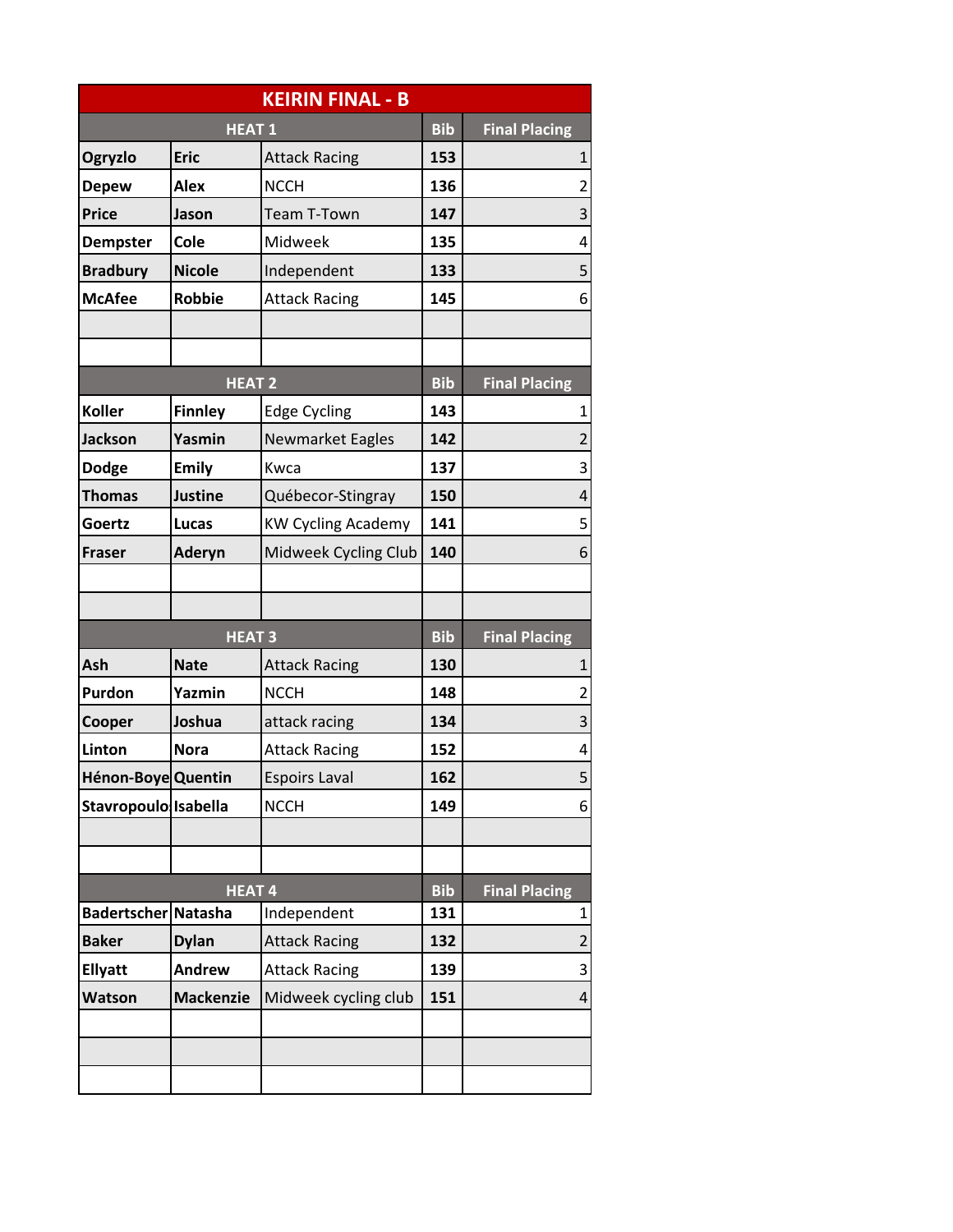# KEIRIN FINAL - B

| HEAT 1 | | | Bib | Final Placing |
|---|---|---|---|---|
| Ogryzlo | Eric | Attack Racing | 153 | 1 |
| Depew | Alex | NCCH | 136 | 2 |
| Price | Jason | Team T-Town | 147 | 3 |
| Dempster | Cole | Midweek | 135 | 4 |
| Bradbury | Nicole | Independent | 133 | 5 |
| McAfee | Robbie | Attack Racing | 145 | 6 |
| | | | | |
| | | | | |

| HEAT 2 | | | Bib | Final Placing |
|---|---|---|---|---|
| Koller | Finnley | Edge Cycling | 143 | 1 |
| Jackson | Yasmin | Newmarket Eagles | 142 | 2 |
| Dodge | Emily | Kwca | 137 | 3 |
| Thomas | Justine | Québecor-Stingray | 150 | 4 |
| Goertz | Lucas | KW Cycling Academy | 141 | 5 |
| Fraser | Aderyn | Midweek Cycling Club | 140 | 6 |
| | | | | |
| | | | | |

| HEAT 3 | | | Bib | Final Placing |
|---|---|---|---|---|
| Ash | Nate | Attack Racing | 130 | 1 |
| Purdon | Yazmin | NCCH | 148 | 2 |
| Cooper | Joshua | attack racing | 134 | 3 |
| Linton | Nora | Attack Racing | 152 | 4 |
| Hénon-Boye | Quentin | Espoirs Laval | 162 | 5 |
| Stavropoulo | Isabella | NCCH | 149 | 6 |
| | | | | |
| | | | | |

| HEAT 4 | | | Bib | Final Placing |
|---|---|---|---|---|
| Badertscher | Natasha | Independent | 131 | 1 |
| Baker | Dylan | Attack Racing | 132 | 2 |
| Ellyatt | Andrew | Attack Racing | 139 | 3 |
| Watson | Mackenzie | Midweek cycling club | 151 | 4 |
| | | | | |
| | | | | |
| | | | | |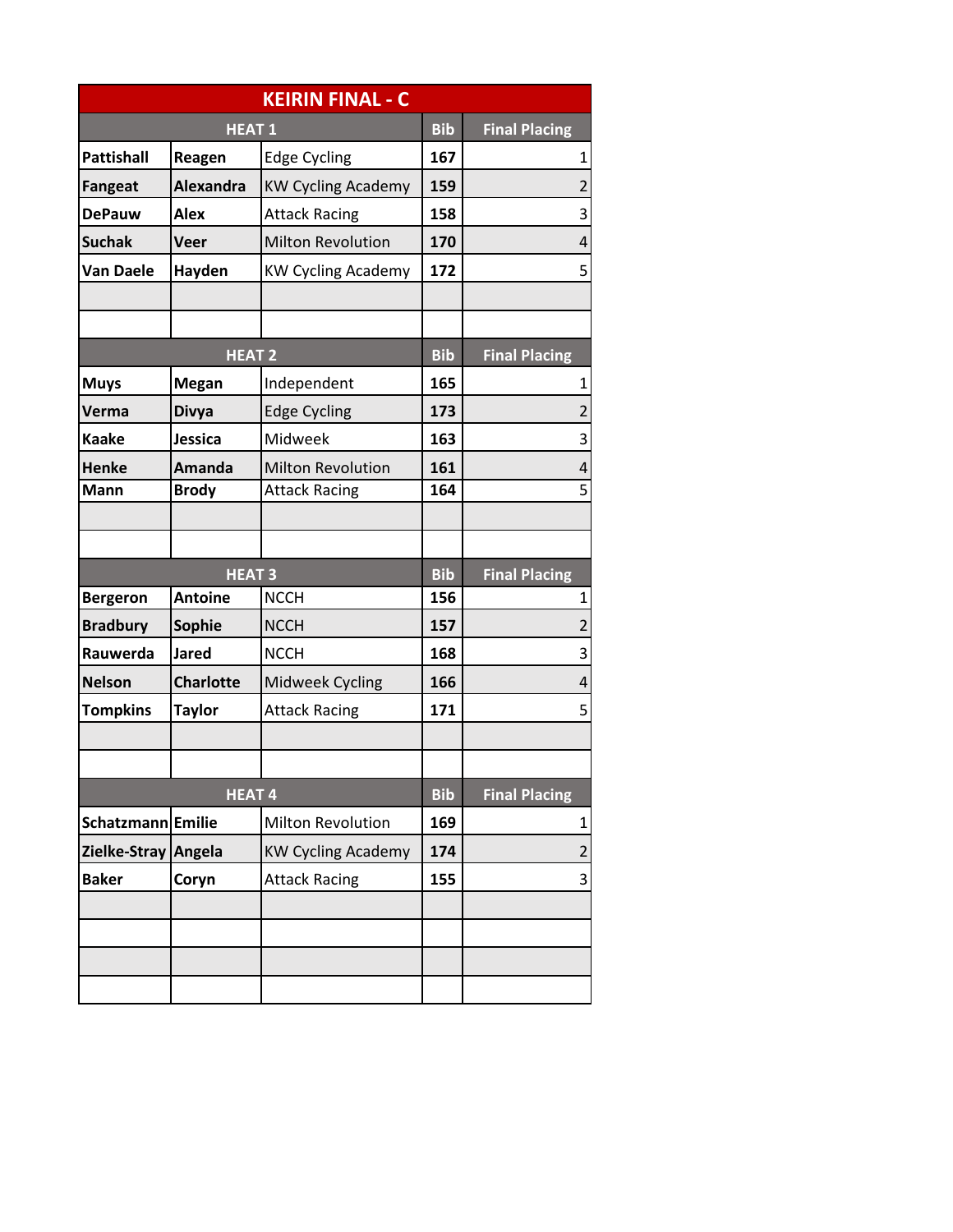# KEIRIN FINAL - C

| HEAT 1 | | | Bib | Final Placing |
|---|---|---|---|---|
| Pattishall | Reagen | Edge Cycling | 167 | 1 |
| Fangeat | Alexandra | KW Cycling Academy | 159 | 2 |
| DePauw | Alex | Attack Racing | 158 | 3 |
| Suchak | Veer | Milton Revolution | 170 | 4 |
| Van Daele | Hayden | KW Cycling Academy | 172 | 5 |
| | | | | |
| | | | | |
| **HEAT 2** | | | **Bib** | **Final Placing** |
| Muys | Megan | Independent | 165 | 1 |
| Verma | Divya | Edge Cycling | 173 | 2 |
| Kaake | Jessica | Midweek | 163 | 3 |
| Henke | Amanda | Milton Revolution | 161 | 4 |
| Mann | Brody | Attack Racing | 164 | 5 |
| | | | | |
| | | | | |
| **HEAT 3** | | | **Bib** | **Final Placing** |
| Bergeron | Antoine | NCCH | 156 | 1 |
| Bradbury | Sophie | NCCH | 157 | 2 |
| Rauwerda | Jared | NCCH | 168 | 3 |
| Nelson | Charlotte | Midweek Cycling | 166 | 4 |
| Tompkins | Taylor | Attack Racing | 171 | 5 |
| | | | | |
| | | | | |
| **HEAT 4** | | | **Bib** | **Final Placing** |
| Schatzmann | Emilie | Milton Revolution | 169 | 1 |
| Zielke-Stray | Angela | KW Cycling Academy | 174 | 2 |
| Baker | Coryn | Attack Racing | 155 | 3 |
| | | | | |
| | | | | |
| | | | | |
| | | | | |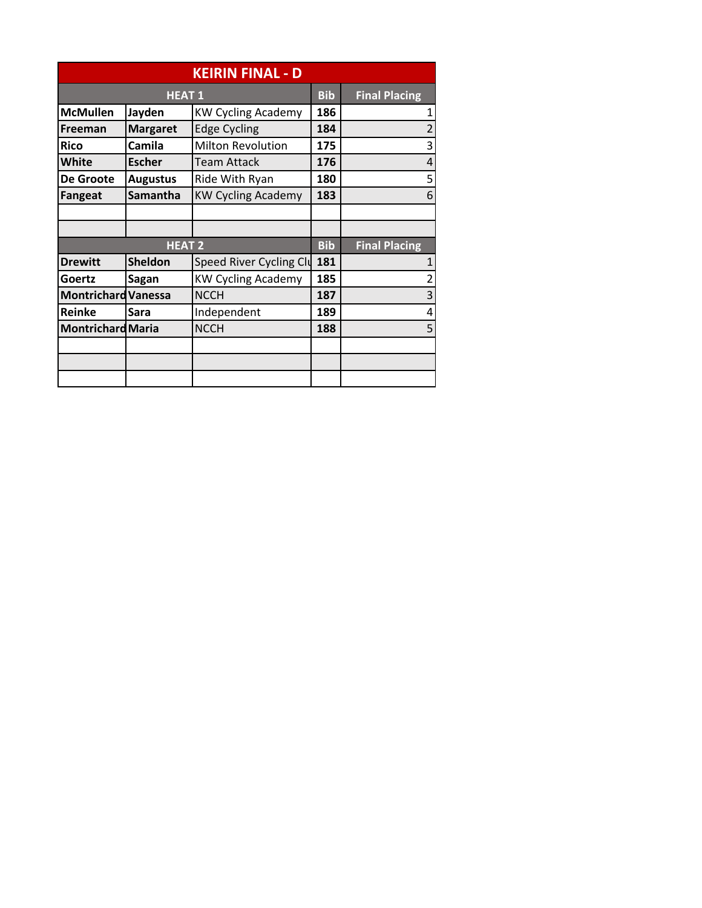# KEIRIN FINAL - D

| HEAT 1 | | | Bib | Final Placing |
|---|---|---|---|---|
| **McMullen** | **Jayden** | KW Cycling Academy | **186** | 1 |
| **Freeman** | **Margaret** | Edge Cycling | **184** | 2 |
| **Rico** | **Camila** | Milton Revolution | **175** | 3 |
| **White** | **Escher** | Team Attack | **176** | 4 |
| **De Groote** | **Augustus** | Ride With Ryan | **180** | 5 |
| **Fangeat** | **Samantha** | KW Cycling Academy | **183** | 6 |
| | | | | |
| | | | | |

| HEAT 2 | | | Bib | Final Placing |
|---|---|---|---|---|
| **Drewitt** | **Sheldon** | Speed River Cycling Clu | **181** | 1 |
| **Goertz** | **Sagan** | KW Cycling Academy | **185** | 2 |
| **Montrichard** | **Vanessa** | NCCH | **187** | 3 |
| **Reinke** | **Sara** | Independent | **189** | 4 |
| **Montrichard** | **Maria** | NCCH | **188** | 5 |
| | | | | |
| | | | | |
| | | | | |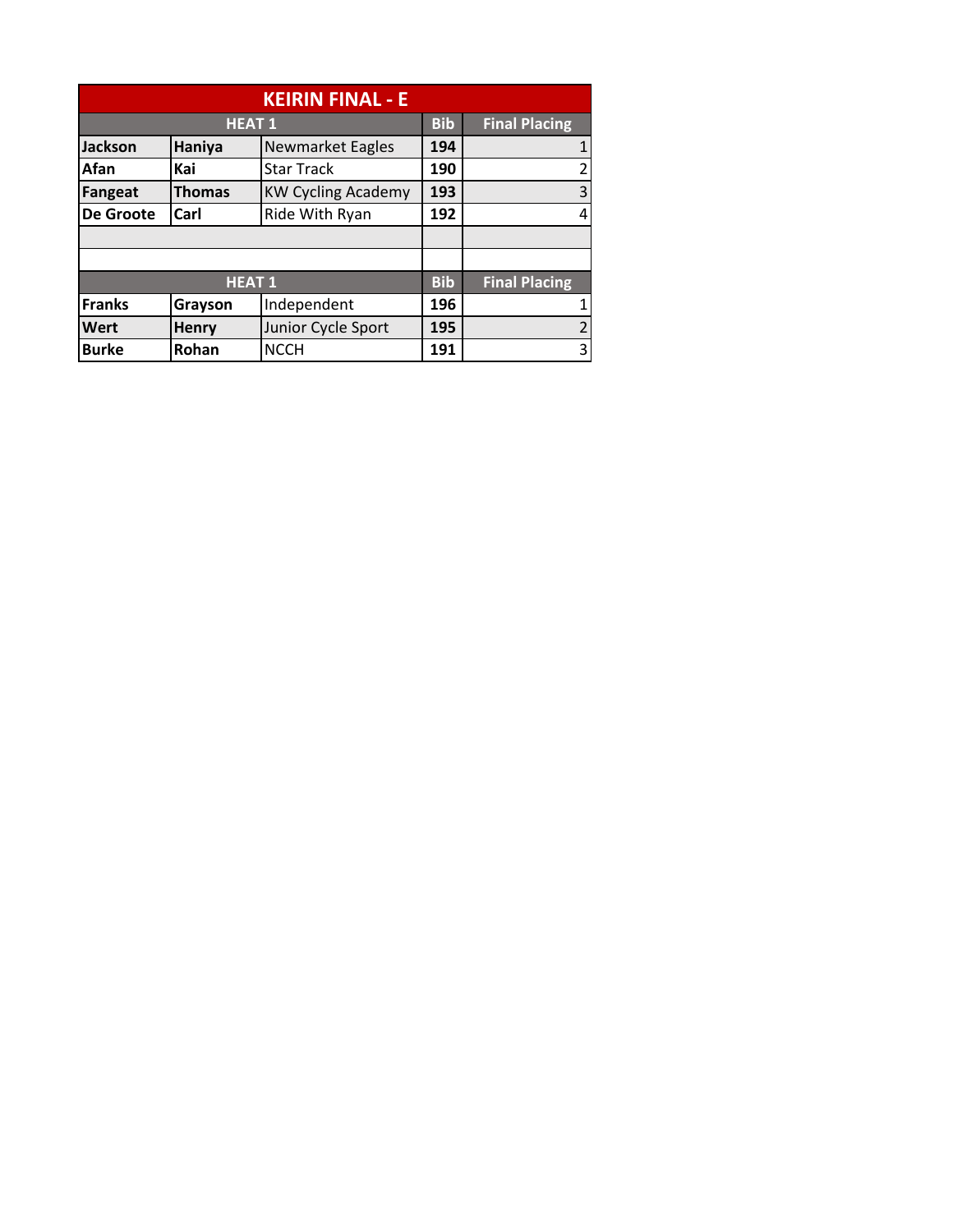| KEIRIN FINAL - E | | | | |
|---|---|---|---|---|
| HEAT 1 | | | Bib | Final Placing |
| **Jackson** | **Haniya** | Newmarket Eagles | **194** | 1 |
| **Afan** | **Kai** | Star Track | **190** | 2 |
| **Fangeat** | **Thomas** | KW Cycling Academy | **193** | 3 |
| **De Groote** | **Carl** | Ride With Ryan | **192** | 4 |
| | | | | |
| | | | | |
| HEAT 1 | | | Bib | Final Placing |
| **Franks** | **Grayson** | Independent | **196** | 1 |
| **Wert** | **Henry** | Junior Cycle Sport | **195** | 2 |
| **Burke** | **Rohan** | NCCH | **191** | 3 |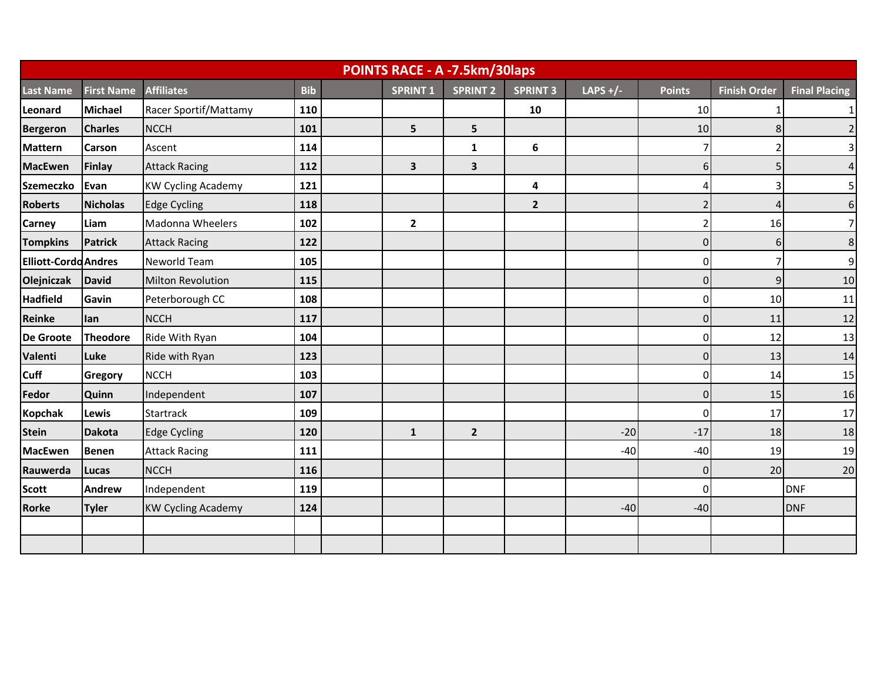| POINTS RACE - A -7.5km/30laps | | | | | | | | | | | |
|---|---|---|---|---|---|---|---|---|---|---|---|
| **Last Name** | **First Name** | **Affiliates** | **Bib** | | **SPRINT 1** | **SPRINT 2** | **SPRINT 3** | **LAPS +/-** | **Points** | **Finish Order** | **Final Placing** |
| **Leonard** | **Michael** | Racer Sportif/Mattamy | **110** | | | | **10** | | 10 | 1 | 1 |
| **Bergeron** | **Charles** | NCCH | **101** | | **5** | **5** | | | 10 | 8 | 2 |
| **Mattern** | **Carson** | Ascent | **114** | | | **1** | **6** | | 7 | 2 | 3 |
| **MacEwen** | **Finlay** | Attack Racing | **112** | | **3** | **3** | | | 6 | 5 | 4 |
| **Szemeczko** | **Evan** | KW Cycling Academy | **121** | | | | **4** | | 4 | 3 | 5 |
| **Roberts** | **Nicholas** | Edge Cycling | **118** | | | | **2** | | 2 | 4 | 6 |
| **Carney** | **Liam** | Madonna Wheelers | **102** | | **2** | | | | 2 | 16 | 7 |
| **Tompkins** | **Patrick** | Attack Racing | **122** | | | | | | 0 | 6 | 8 |
| **Elliott-Cordo** | **Andres** | Neworld Team | **105** | | | | | | 0 | 7 | 9 |
| **Olejniczak** | **David** | Milton Revolution | **115** | | | | | | 0 | 9 | 10 |
| **Hadfield** | **Gavin** | Peterborough CC | **108** | | | | | | 0 | 10 | 11 |
| **Reinke** | **Ian** | NCCH | **117** | | | | | | 0 | 11 | 12 |
| **De Groote** | **Theodore** | Ride With Ryan | **104** | | | | | | 0 | 12 | 13 |
| **Valenti** | **Luke** | Ride with Ryan | **123** | | | | | | 0 | 13 | 14 |
| **Cuff** | **Gregory** | NCCH | **103** | | | | | | 0 | 14 | 15 |
| **Fedor** | **Quinn** | Independent | **107** | | | | | | 0 | 15 | 16 |
| **Kopchak** | **Lewis** | Startrack | **109** | | | | | | 0 | 17 | 17 |
| **Stein** | **Dakota** | Edge Cycling | **120** | | **1** | **2** | | -20 | -17 | 18 | 18 |
| **MacEwen** | **Benen** | Attack Racing | **111** | | | | | -40 | -40 | 19 | 19 |
| **Rauwerda** | **Lucas** | NCCH | **116** | | | | | | 0 | 20 | 20 |
| **Scott** | **Andrew** | Independent | **119** | | | | | | 0 | | DNF |
| **Rorke** | **Tyler** | KW Cycling Academy | **124** | | | | | -40 | -40 | | DNF |
| | | | | | | | | | | | |
| | | | | | | | | | | | |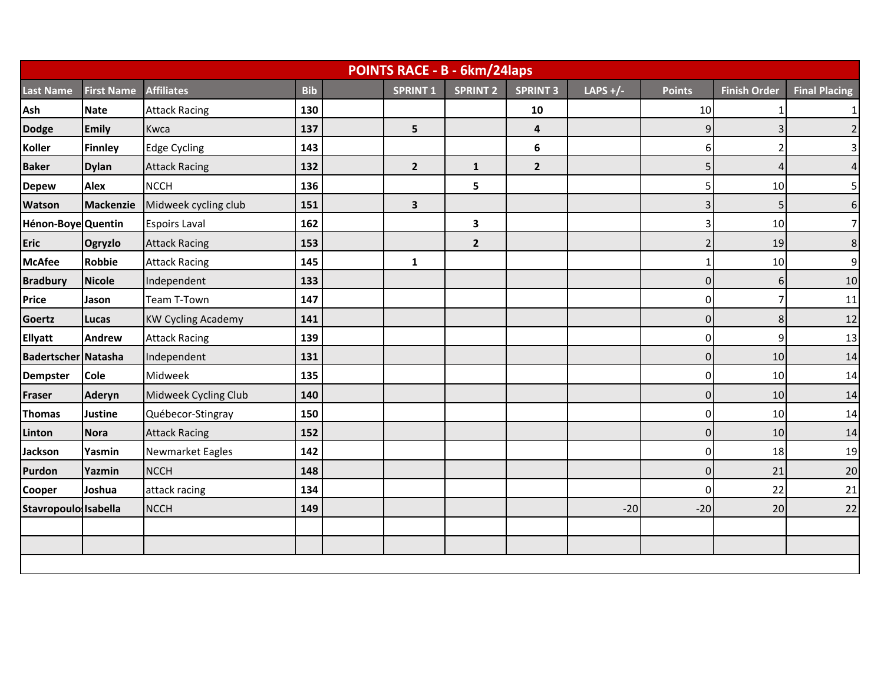| POINTS RACE - B - 6km/24laps | | | | | | | | | | | |
|---|---|---|---|---|---|---|---|---|---|---|---|
| **Last Name** | **First Name** | **Affiliates** | **Bib** | | **SPRINT 1** | **SPRINT 2** | **SPRINT 3** | **LAPS +/-** | **Points** | **Finish Order** | **Final Placing** |
| **Ash** | **Nate** | Attack Racing | **130** | | | | **10** | | 10 | 1 | 1 |
| **Dodge** | **Emily** | Kwca | **137** | | **5** | | **4** | | 9 | 3 | 2 |
| **Koller** | **Finnley** | Edge Cycling | **143** | | | | **6** | | 6 | 2 | 3 |
| **Baker** | **Dylan** | Attack Racing | **132** | | **2** | **1** | **2** | | 5 | 4 | 4 |
| **Depew** | **Alex** | NCCH | **136** | | | **5** | | | 5 | 10 | 5 |
| **Watson** | **Mackenzie** | Midweek cycling club | **151** | | **3** | | | | 3 | 5 | 6 |
| **Hénon-Boye** | **Quentin** | Espoirs Laval | **162** | | | **3** | | | 3 | 10 | 7 |
| **Eric** | **Ogryzlo** | Attack Racing | **153** | | | **2** | | | 2 | 19 | 8 |
| **McAfee** | **Robbie** | Attack Racing | **145** | | **1** | | | | 1 | 10 | 9 |
| **Bradbury** | **Nicole** | Independent | **133** | | | | | | 0 | 6 | 10 |
| **Price** | **Jason** | Team T-Town | **147** | | | | | | 0 | 7 | 11 |
| **Goertz** | **Lucas** | KW Cycling Academy | **141** | | | | | | 0 | 8 | 12 |
| **Ellyatt** | **Andrew** | Attack Racing | **139** | | | | | | 0 | 9 | 13 |
| **Badertscher** | **Natasha** | Independent | **131** | | | | | | 0 | 10 | 14 |
| **Dempster** | **Cole** | Midweek | **135** | | | | | | 0 | 10 | 14 |
| **Fraser** | **Aderyn** | Midweek Cycling Club | **140** | | | | | | 0 | 10 | 14 |
| **Thomas** | **Justine** | Québecor-Stingray | **150** | | | | | | 0 | 10 | 14 |
| **Linton** | **Nora** | Attack Racing | **152** | | | | | | 0 | 10 | 14 |
| **Jackson** | **Yasmin** | Newmarket Eagles | **142** | | | | | | 0 | 18 | 19 |
| **Purdon** | **Yazmin** | NCCH | **148** | | | | | | 0 | 21 | 20 |
| **Cooper** | **Joshua** | attack racing | **134** | | | | | | 0 | 22 | 21 |
| **Stavropoulo** | **Isabella** | NCCH | **149** | | | | | -20 | -20 | 20 | 22 |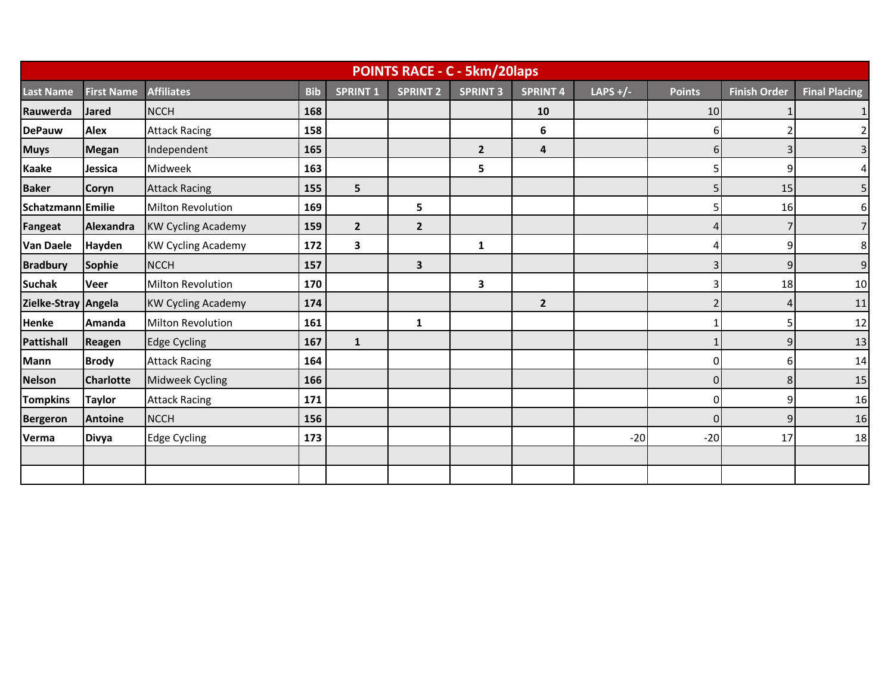| POINTS RACE - C - 5km/20laps | | | | | | | | | | | |
|---|---|---|---|---|---|---|---|---|---|---|---|
| Last Name | First Name | Affiliates | Bib | SPRINT 1 | SPRINT 2 | SPRINT 3 | SPRINT 4 | LAPS +/- | Points | Finish Order | Final Placing |
| Rauwerda | Jared | NCCH | 168 | | | | 10 | | 10 | 1 | 1 |
| DePauw | Alex | Attack Racing | 158 | | | | 6 | | 6 | 2 | 2 |
| Muys | Megan | Independent | 165 | | | 2 | 4 | | 6 | 3 | 3 |
| Kaake | Jessica | Midweek | 163 | | | 5 | | | 5 | 9 | 4 |
| Baker | Coryn | Attack Racing | 155 | 5 | | | | | 5 | 15 | 5 |
| Schatzmann | Emilie | Milton Revolution | 169 | | 5 | | | | 5 | 16 | 6 |
| Fangeat | Alexandra | KW Cycling Academy | 159 | 2 | 2 | | | | 4 | 7 | 7 |
| Van Daele | Hayden | KW Cycling Academy | 172 | 3 | | 1 | | | 4 | 9 | 8 |
| Bradbury | Sophie | NCCH | 157 | | 3 | | | | 3 | 9 | 9 |
| Suchak | Veer | Milton Revolution | 170 | | | 3 | | | 3 | 18 | 10 |
| Zielke-Stray | Angela | KW Cycling Academy | 174 | | | | 2 | | 2 | 4 | 11 |
| Henke | Amanda | Milton Revolution | 161 | | 1 | | | | 1 | 5 | 12 |
| Pattishall | Reagen | Edge Cycling | 167 | 1 | | | | | 1 | 9 | 13 |
| Mann | Brody | Attack Racing | 164 | | | | | | 0 | 6 | 14 |
| Nelson | Charlotte | Midweek Cycling | 166 | | | | | | 0 | 8 | 15 |
| Tompkins | Taylor | Attack Racing | 171 | | | | | | 0 | 9 | 16 |
| Bergeron | Antoine | NCCH | 156 | | | | | | 0 | 9 | 16 |
| Verma | Divya | Edge Cycling | 173 | | | | | -20 | -20 | 17 | 18 |
| | | | | | | | | | | | |
| | | | | | | | | | | | |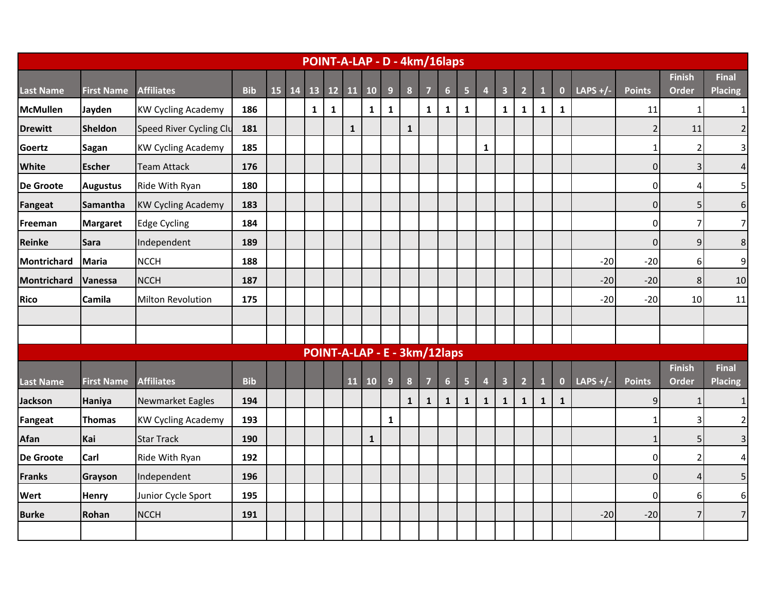## POINT-A-LAP - D - 4km/16laps

| Last Name | First Name | Affiliates | Bib | 15 | 14 | 13 | 12 | 11 | 10 | 9 | 8 | 7 | 6 | 5 | 4 | 3 | 2 | 1 | 0 | LAPS +/- | Points | Finish Order | Final Placing |
|---|---|---|---|---|---|---|---|---|---|---|---|---|---|---|---|---|---|---|---|---|---|---|---|
| McMullen | Jayden | KW Cycling Academy | 186 | | | 1 | 1 | | 1 | 1 | | 1 | 1 | 1 | | 1 | 1 | 1 | 1 | | 11 | 1 | 1 |
| Drewitt | Sheldon | Speed River Cycling Clu | 181 | | | | | 1 | | | 1 | | | | | | | | | | 2 | 11 | 2 |
| Goertz | Sagan | KW Cycling Academy | 185 | | | | | | | | | | | | 1 | | | | | | 1 | 2 | 3 |
| White | Escher | Team Attack | 176 | | | | | | | | | | | | | | | | | | 0 | 3 | 4 |
| De Groote | Augustus | Ride With Ryan | 180 | | | | | | | | | | | | | | | | | | 0 | 4 | 5 |
| Fangeat | Samantha | KW Cycling Academy | 183 | | | | | | | | | | | | | | | | | | 0 | 5 | 6 |
| Freeman | Margaret | Edge Cycling | 184 | | | | | | | | | | | | | | | | | | 0 | 7 | 7 |
| Reinke | Sara | Independent | 189 | | | | | | | | | | | | | | | | | | 0 | 9 | 8 |
| Montrichard | Maria | NCCH | 188 | | | | | | | | | | | | | | | | | -20 | -20 | 6 | 9 |
| Montrichard | Vanessa | NCCH | 187 | | | | | | | | | | | | | | | | | -20 | -20 | 8 | 10 |
| Rico | Camila | Milton Revolution | 175 | | | | | | | | | | | | | | | | | -20 | -20 | 10 | 11 |

## POINT-A-LAP - E - 3km/12laps

| Last Name | First Name | Affiliates | Bib | | | | | 11 | 10 | 9 | 8 | 7 | 6 | 5 | 4 | 3 | 2 | 1 | 0 | LAPS +/- | Points | Finish Order | Final Placing |
|---|---|---|---|---|---|---|---|---|---|---|---|---|---|---|---|---|---|---|---|---|---|---|---|
| Jackson | Haniya | Newmarket Eagles | 194 | | | | | | | | 1 | 1 | 1 | 1 | 1 | 1 | 1 | 1 | 1 | | 9 | 1 | 1 |
| Fangeat | Thomas | KW Cycling Academy | 193 | | | | | | | 1 | | | | | | | | | | | 1 | 3 | 2 |
| Afan | Kai | Star Track | 190 | | | | | | 1 | | | | | | | | | | | | 1 | 5 | 3 |
| De Groote | Carl | Ride With Ryan | 192 | | | | | | | | | | | | | | | | | | 0 | 2 | 4 |
| Franks | Grayson | Independent | 196 | | | | | | | | | | | | | | | | | | 0 | 4 | 5 |
| Wert | Henry | Junior Cycle Sport | 195 | | | | | | | | | | | | | | | | | | 0 | 6 | 6 |
| Burke | Rohan | NCCH | 191 | | | | | | | | | | | | | | | | | -20 | -20 | 7 | 7 |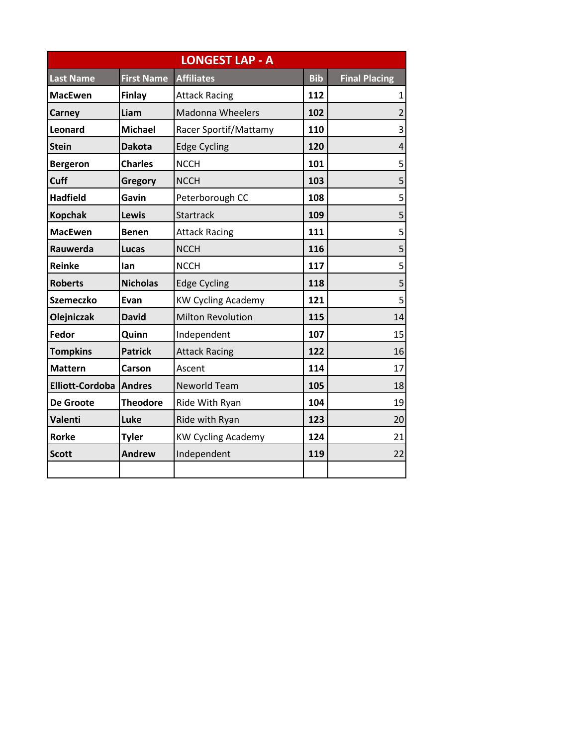| LONGEST LAP - A | | | | |
|---|---|---|---|---|
| **Last Name** | **First Name** | **Affiliates** | **Bib** | **Final Placing** |
| **MacEwen** | **Finlay** | Attack Racing | **112** | 1 |
| **Carney** | **Liam** | Madonna Wheelers | **102** | 2 |
| **Leonard** | **Michael** | Racer Sportif/Mattamy | **110** | 3 |
| **Stein** | **Dakota** | Edge Cycling | **120** | 4 |
| **Bergeron** | **Charles** | NCCH | **101** | 5 |
| **Cuff** | **Gregory** | NCCH | **103** | 5 |
| **Hadfield** | **Gavin** | Peterborough CC | **108** | 5 |
| **Kopchak** | **Lewis** | Startrack | **109** | 5 |
| **MacEwen** | **Benen** | Attack Racing | **111** | 5 |
| **Rauwerda** | **Lucas** | NCCH | **116** | 5 |
| **Reinke** | **Ian** | NCCH | **117** | 5 |
| **Roberts** | **Nicholas** | Edge Cycling | **118** | 5 |
| **Szemeczko** | **Evan** | KW Cycling Academy | **121** | 5 |
| **Olejniczak** | **David** | Milton Revolution | **115** | 14 |
| **Fedor** | **Quinn** | Independent | **107** | 15 |
| **Tompkins** | **Patrick** | Attack Racing | **122** | 16 |
| **Mattern** | **Carson** | Ascent | **114** | 17 |
| **Elliott-Cordoba** | **Andres** | Neworld Team | **105** | 18 |
| **De Groote** | **Theodore** | Ride With Ryan | **104** | 19 |
| **Valenti** | **Luke** | Ride with Ryan | **123** | 20 |
| **Rorke** | **Tyler** | KW Cycling Academy | **124** | 21 |
| **Scott** | **Andrew** | Independent | **119** | 22 |
| | | | | |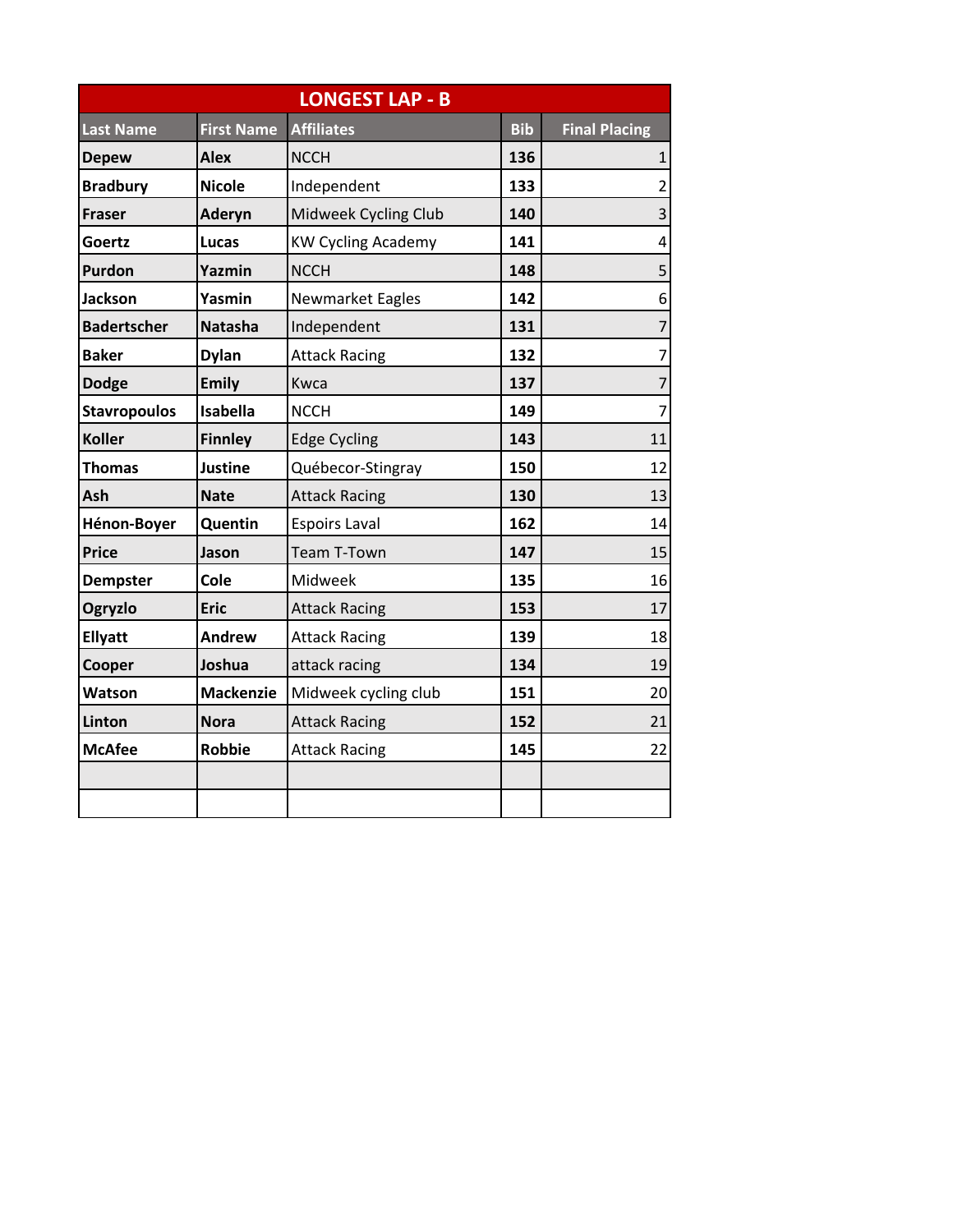| LONGEST LAP - B | | | | |
|---|---|---|---|---|
| **Last Name** | **First Name** | **Affiliates** | **Bib** | **Final Placing** |
| **Depew** | **Alex** | NCCH | **136** | 1 |
| **Bradbury** | **Nicole** | Independent | **133** | 2 |
| **Fraser** | **Aderyn** | Midweek Cycling Club | **140** | 3 |
| **Goertz** | **Lucas** | KW Cycling Academy | **141** | 4 |
| **Purdon** | **Yazmin** | NCCH | **148** | 5 |
| **Jackson** | **Yasmin** | Newmarket Eagles | **142** | 6 |
| **Badertscher** | **Natasha** | Independent | **131** | 7 |
| **Baker** | **Dylan** | Attack Racing | **132** | 7 |
| **Dodge** | **Emily** | Kwca | **137** | 7 |
| **Stavropoulos** | **Isabella** | NCCH | **149** | 7 |
| **Koller** | **Finnley** | Edge Cycling | **143** | 11 |
| **Thomas** | **Justine** | Québecor-Stingray | **150** | 12 |
| **Ash** | **Nate** | Attack Racing | **130** | 13 |
| **Hénon-Boyer** | **Quentin** | Espoirs Laval | **162** | 14 |
| **Price** | **Jason** | Team T-Town | **147** | 15 |
| **Dempster** | **Cole** | Midweek | **135** | 16 |
| **Ogryzlo** | **Eric** | Attack Racing | **153** | 17 |
| **Ellyatt** | **Andrew** | Attack Racing | **139** | 18 |
| **Cooper** | **Joshua** | attack racing | **134** | 19 |
| **Watson** | **Mackenzie** | Midweek cycling club | **151** | 20 |
| **Linton** | **Nora** | Attack Racing | **152** | 21 |
| **McAfee** | **Robbie** | Attack Racing | **145** | 22 |
| | | | | |
| | | | | |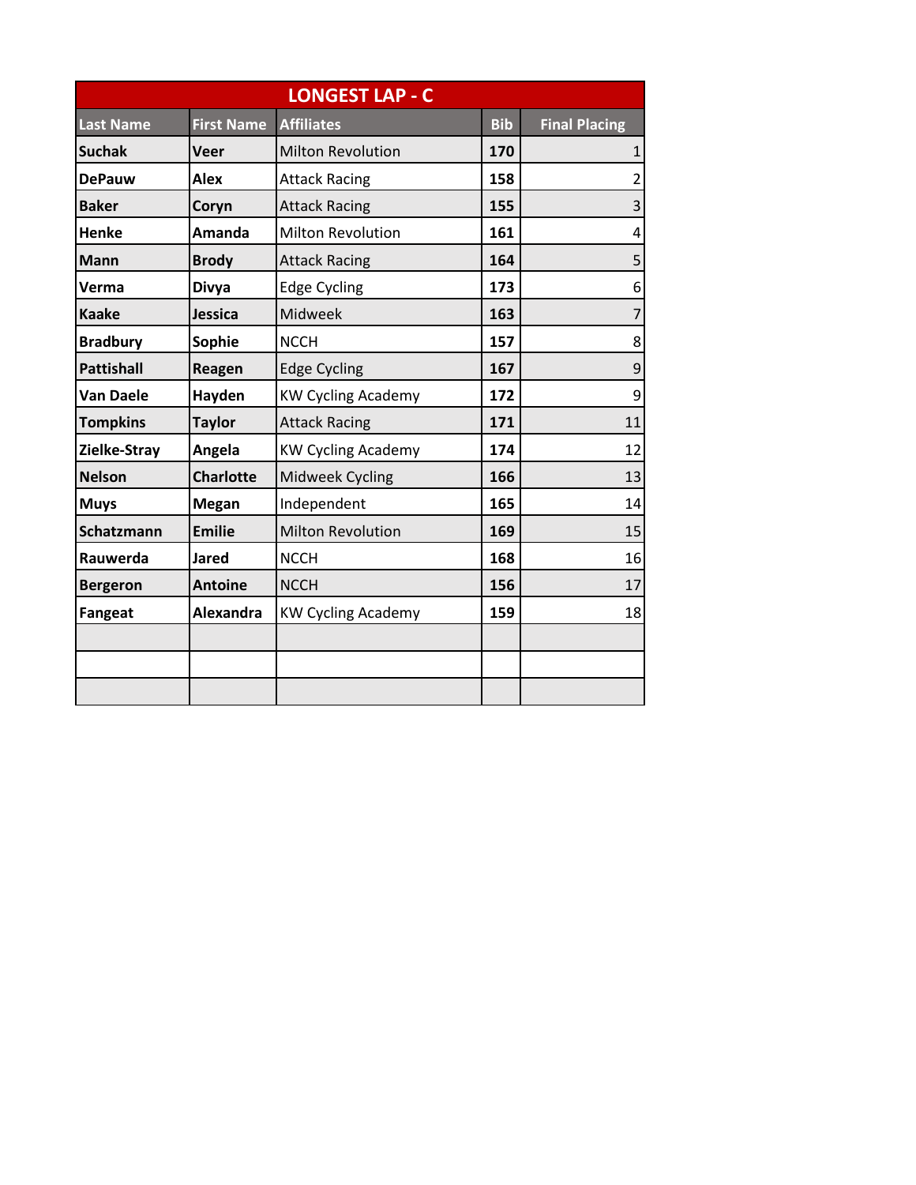| LONGEST LAP - C | | | | |
|---|---|---|---|---|
| **Last Name** | **First Name** | **Affiliates** | **Bib** | **Final Placing** |
| **Suchak** | **Veer** | Milton Revolution | **170** | 1 |
| **DePauw** | **Alex** | Attack Racing | **158** | 2 |
| **Baker** | **Coryn** | Attack Racing | **155** | 3 |
| **Henke** | **Amanda** | Milton Revolution | **161** | 4 |
| **Mann** | **Brody** | Attack Racing | **164** | 5 |
| **Verma** | **Divya** | Edge Cycling | **173** | 6 |
| **Kaake** | **Jessica** | Midweek | **163** | 7 |
| **Bradbury** | **Sophie** | NCCH | **157** | 8 |
| **Pattishall** | **Reagen** | Edge Cycling | **167** | 9 |
| **Van Daele** | **Hayden** | KW Cycling Academy | **172** | 9 |
| **Tompkins** | **Taylor** | Attack Racing | **171** | 11 |
| **Zielke-Stray** | **Angela** | KW Cycling Academy | **174** | 12 |
| **Nelson** | **Charlotte** | Midweek Cycling | **166** | 13 |
| **Muys** | **Megan** | Independent | **165** | 14 |
| **Schatzmann** | **Emilie** | Milton Revolution | **169** | 15 |
| **Rauwerda** | **Jared** | NCCH | **168** | 16 |
| **Bergeron** | **Antoine** | NCCH | **156** | 17 |
| **Fangeat** | **Alexandra** | KW Cycling Academy | **159** | 18 |
| | | | | |
| | | | | |
| | | | | |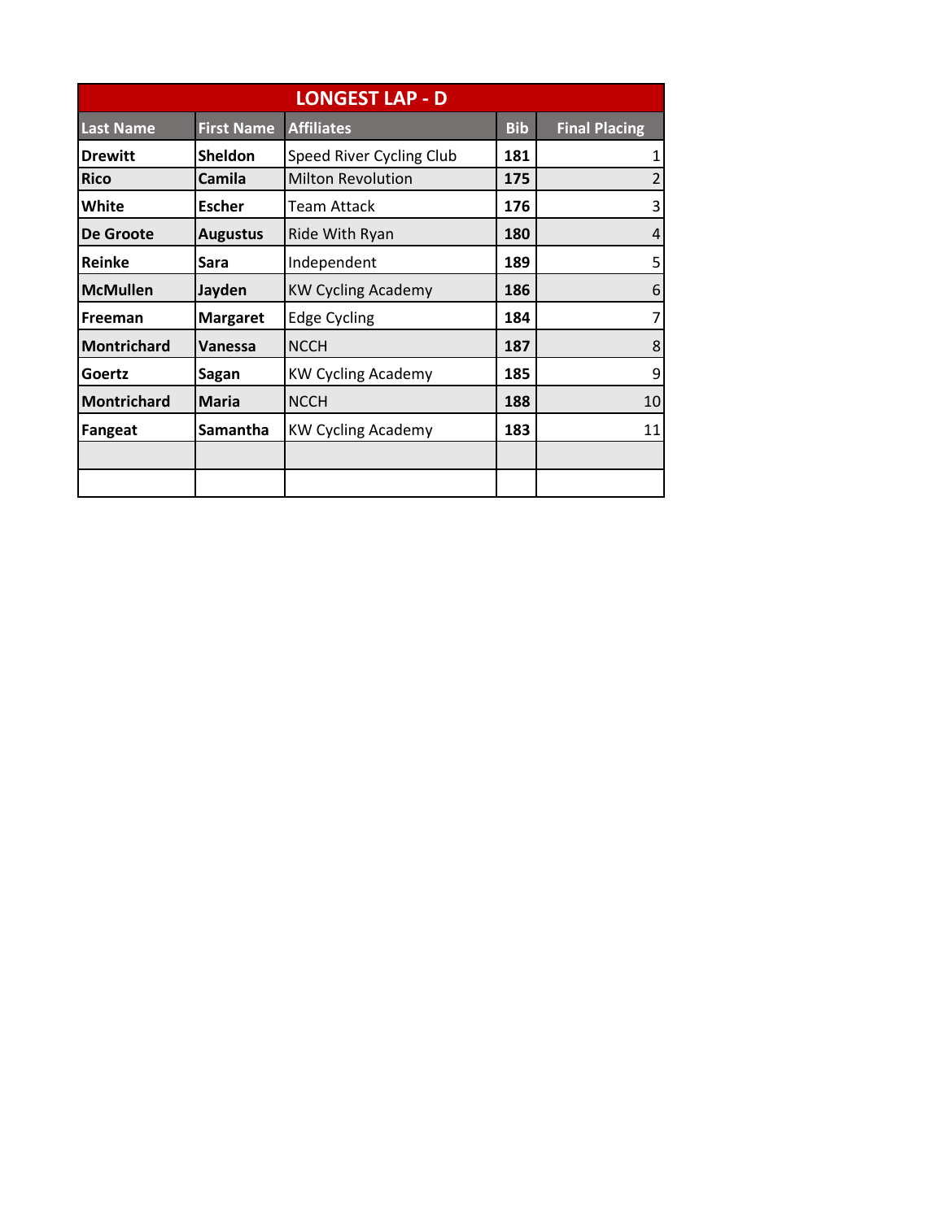| LONGEST LAP - D | | | | |
|---|---|---|---|---|
| Last Name | First Name | Affiliates | Bib | Final Placing |
| Drewitt | Sheldon | Speed River Cycling Club | 181 | 1 |
| Rico | Camila | Milton Revolution | 175 | 2 |
| White | Escher | Team Attack | 176 | 3 |
| De Groote | Augustus | Ride With Ryan | 180 | 4 |
| Reinke | Sara | Independent | 189 | 5 |
| McMullen | Jayden | KW Cycling Academy | 186 | 6 |
| Freeman | Margaret | Edge Cycling | 184 | 7 |
| Montrichard | Vanessa | NCCH | 187 | 8 |
| Goertz | Sagan | KW Cycling Academy | 185 | 9 |
| Montrichard | Maria | NCCH | 188 | 10 |
| Fangeat | Samantha | KW Cycling Academy | 183 | 11 |
| | | | | |
| | | | | |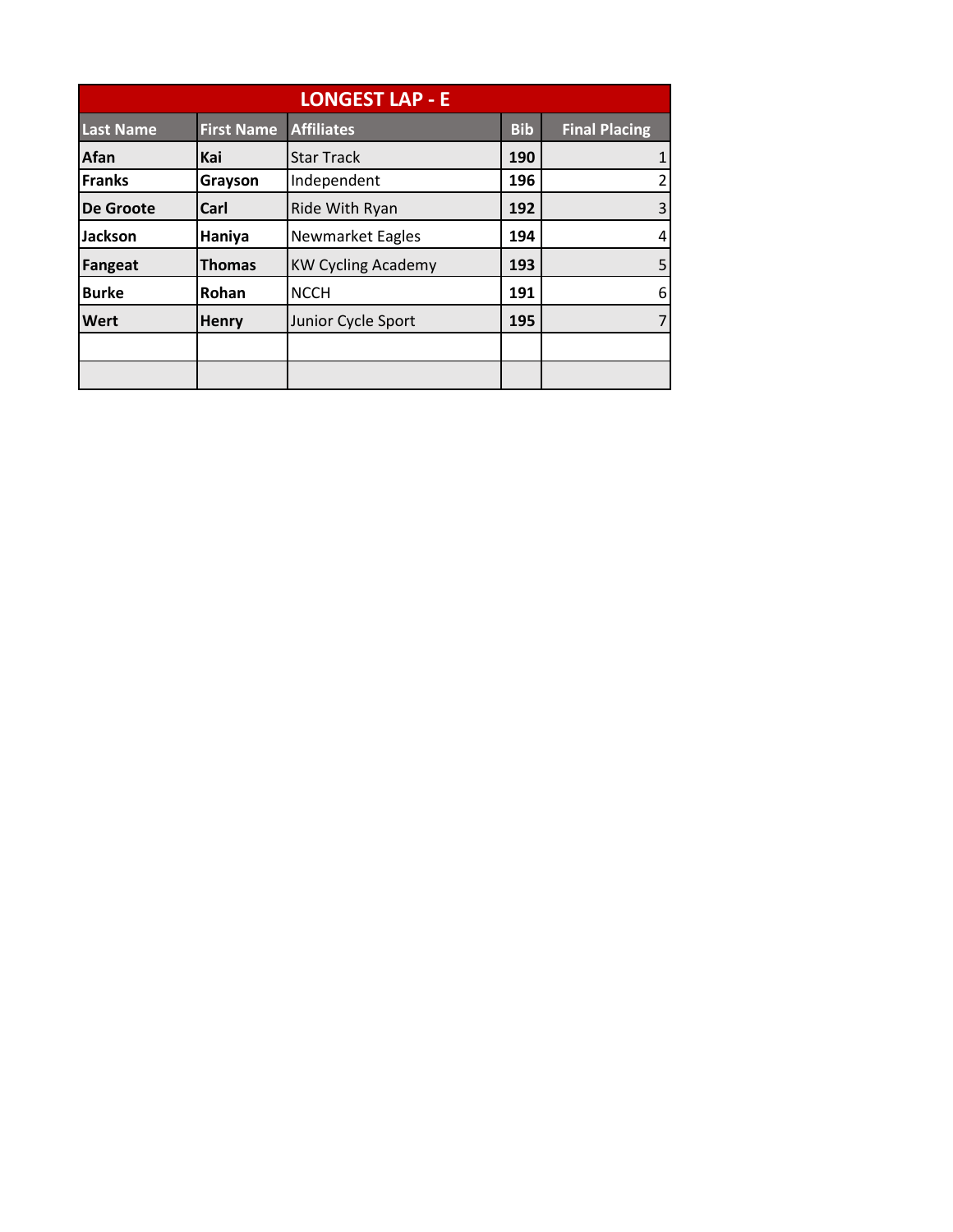| LONGEST LAP - E | | | | |
|---|---|---|---|---|
| **Last Name** | **First Name** | **Affiliates** | **Bib** | **Final Placing** |
| **Afan** | **Kai** | Star Track | **190** | 1 |
| **Franks** | **Grayson** | Independent | **196** | 2 |
| **De Groote** | **Carl** | Ride With Ryan | **192** | 3 |
| **Jackson** | **Haniya** | Newmarket Eagles | **194** | 4 |
| **Fangeat** | **Thomas** | KW Cycling Academy | **193** | 5 |
| **Burke** | **Rohan** | NCCH | **191** | 6 |
| **Wert** | **Henry** | Junior Cycle Sport | **195** | 7 |
| | | | | |
| | | | | |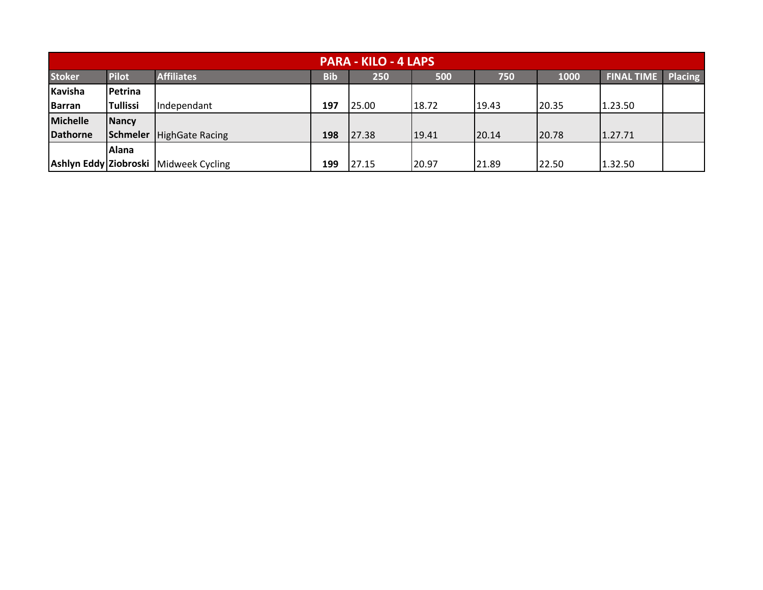| PARA - KILO - 4 LAPS | | | | | | | | | |
|---|---|---|---|---|---|---|---|---|---|
| **Stoker** | **Pilot** | **Affiliates** | **Bib** | **250** | **500** | **750** | **1000** | **FINAL TIME** | **Placing** |
| **Kavisha Barran** | **Petrina Tullissi** | Independant | **197** | 25.00 | 18.72 | 19.43 | 20.35 | 1.23.50 | |
| **Michelle Dathorne** | **Nancy Schmeler** | HighGate Racing | **198** | 27.38 | 19.41 | 20.14 | 20.78 | 1.27.71 | |
| **Ashlyn Eddy** | **Alana Ziobroski** | Midweek Cycling | **199** | 27.15 | 20.97 | 21.89 | 22.50 | 1.32.50 | |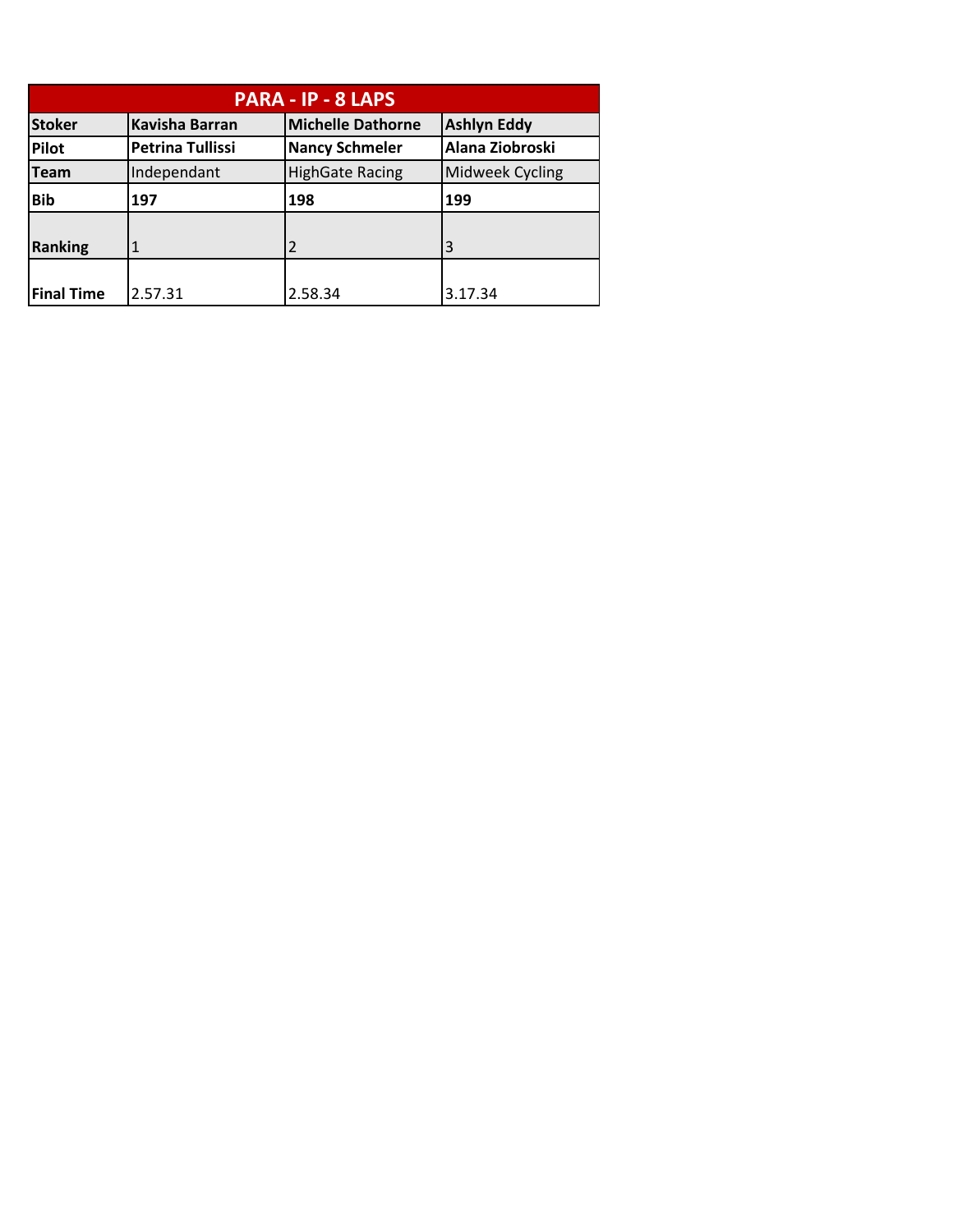| PARA - IP - 8 LAPS | | | |
|---|---|---|---|
| **Stoker** | **Kavisha Barran** | **Michelle Dathorne** | **Ashlyn Eddy** |
| **Pilot** | **Petrina Tullissi** | **Nancy Schmeler** | **Alana Ziobroski** |
| **Team** | Independant | HighGate Racing | Midweek Cycling |
| **Bib** | **197** | **198** | **199** |
| **Ranking** | 1 | 2 | 3 |
| **Final Time** | 2.57.31 | 2.58.34 | 3.17.34 |